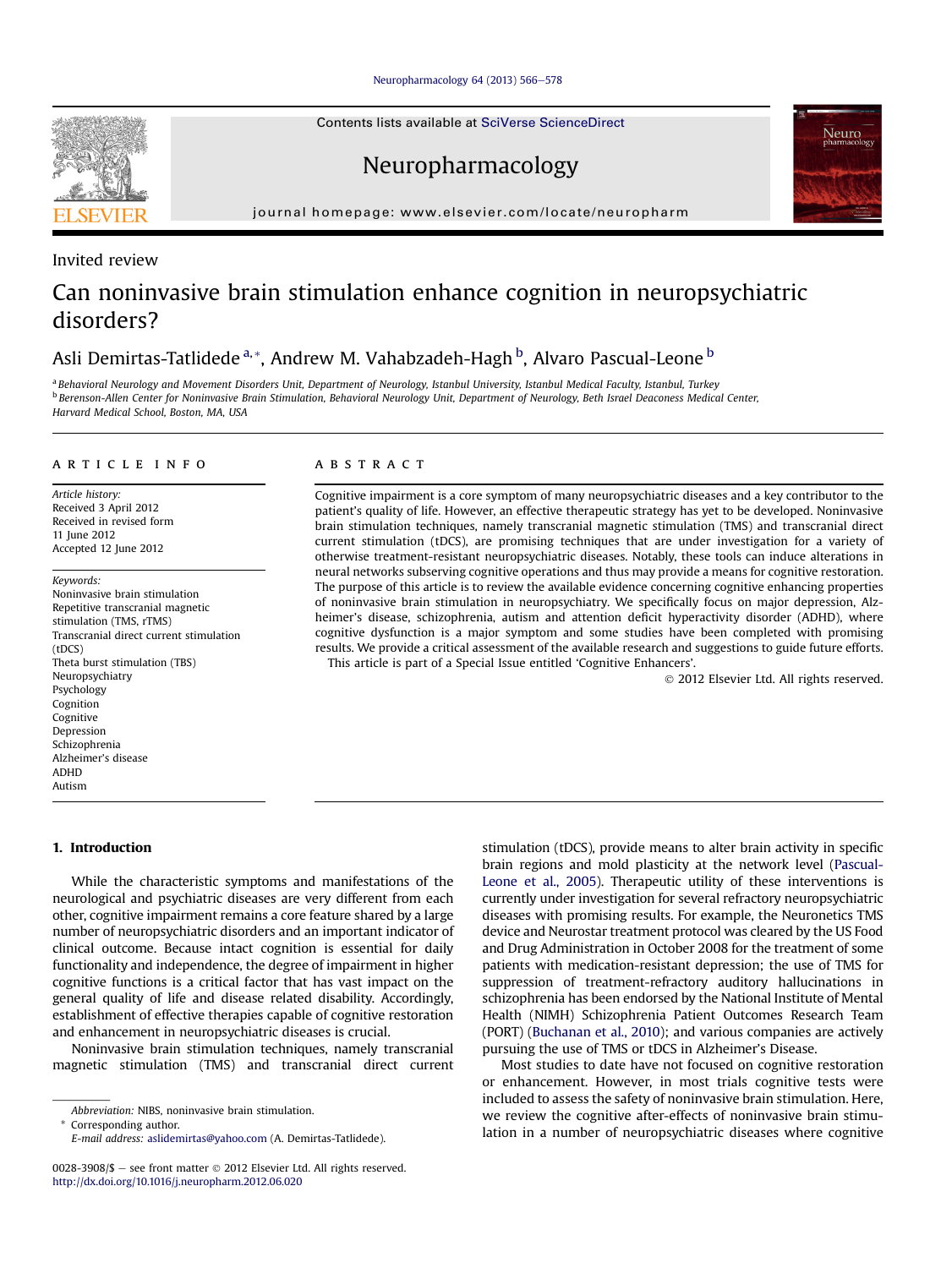Invited review

# Can noninvasive brain stimulation enhance cognition in neuropsychiatric disorders?

Asli Demirtas-Tatlidede [a,*], Andrew M. Vahabzadeh-Hagh [b], Alvaro Pascual-Leone [b]

[a] Behavioral Neurology and Movement Disorders Unit, Department of Neurology, Istanbul University, Istanbul Medical Faculty, Istanbul, Turkey
[b] Berenson-Allen Center for Noninvasive Brain Stimulation, Behavioral Neurology Unit, Department of Neurology, Beth Israel Deaconess Medical Center, Harvard Medical School, Boston, MA, USA

## ARTICLE INFO

*Article history:*
Received 3 April 2012
Received in revised form 11 June 2012
Accepted 12 June 2012

*Keywords:*
Noninvasive brain stimulation
Repetitive transcranial magnetic stimulation (TMS, rTMS)
Transcranial direct current stimulation (tDCS)
Theta burst stimulation (TBS)
Neuropsychiatry
Psychology
Cognition
Cognitive
Depression
Schizophrenia
Alzheimer's disease
ADHD
Autism

## ABSTRACT

Cognitive impairment is a core symptom of many neuropsychiatric diseases and a key contributor to the patient's quality of life. However, an effective therapeutic strategy has yet to be developed. Noninvasive brain stimulation techniques, namely transcranial magnetic stimulation (TMS) and transcranial direct current stimulation (tDCS), are promising techniques that are under investigation for a variety of otherwise treatment-resistant neuropsychiatric diseases. Notably, these tools can induce alterations in neural networks subserving cognitive operations and thus may provide a means for cognitive restoration. The purpose of this article is to review the available evidence concerning cognitive enhancing properties of noninvasive brain stimulation in neuropsychiatry. We specifically focus on major depression, Alzheimer's disease, schizophrenia, autism and attention deficit hyperactivity disorder (ADHD), where cognitive dysfunction is a major symptom and some studies have been completed with promising results. We provide a critical assessment of the available research and suggestions to guide future efforts.

This article is part of a Special Issue entitled 'Cognitive Enhancers'.

© 2012 Elsevier Ltd. All rights reserved.

## 1. Introduction

While the characteristic symptoms and manifestations of the neurological and psychiatric diseases are very different from each other, cognitive impairment remains a core feature shared by a large number of neuropsychiatric disorders and an important indicator of clinical outcome. Because intact cognition is essential for daily functionality and independence, the degree of impairment in higher cognitive functions is a critical factor that has vast impact on the general quality of life and disease related disability. Accordingly, establishment of effective therapies capable of cognitive restoration and enhancement in neuropsychiatric diseases is crucial.

Noninvasive brain stimulation techniques, namely transcranial magnetic stimulation (TMS) and transcranial direct current stimulation (tDCS), provide means to alter brain activity in specific brain regions and mold plasticity at the network level (Pascual-Leone et al., 2005). Therapeutic utility of these interventions is currently under investigation for several refractory neuropsychiatric diseases with promising results. For example, the Neuronetics TMS device and Neurostar treatment protocol was cleared by the US Food and Drug Administration in October 2008 for the treatment of some patients with medication-resistant depression; the use of TMS for suppression of treatment-refractory auditory hallucinations in schizophrenia has been endorsed by the National Institute of Mental Health (NIMH) Schizophrenia Patient Outcomes Research Team (PORT) (Buchanan et al., 2010); and various companies are actively pursuing the use of TMS or tDCS in Alzheimer's Disease.

Most studies to date have not focused on cognitive restoration or enhancement. However, in most trials cognitive tests were included to assess the safety of noninvasive brain stimulation. Here, we review the cognitive after-effects of noninvasive brain stimulation in a number of neuropsychiatric diseases where cognitive

Abbreviation: NIBS, noninvasive brain stimulation.
\* Corresponding author.
E-mail address: aslidemirtas@yahoo.com (A. Demirtas-Tatlidede).

0028-3908/$ – see front matter © 2012 Elsevier Ltd. All rights reserved.
http://dx.doi.org/10.1016/j.neuropharm.2012.06.020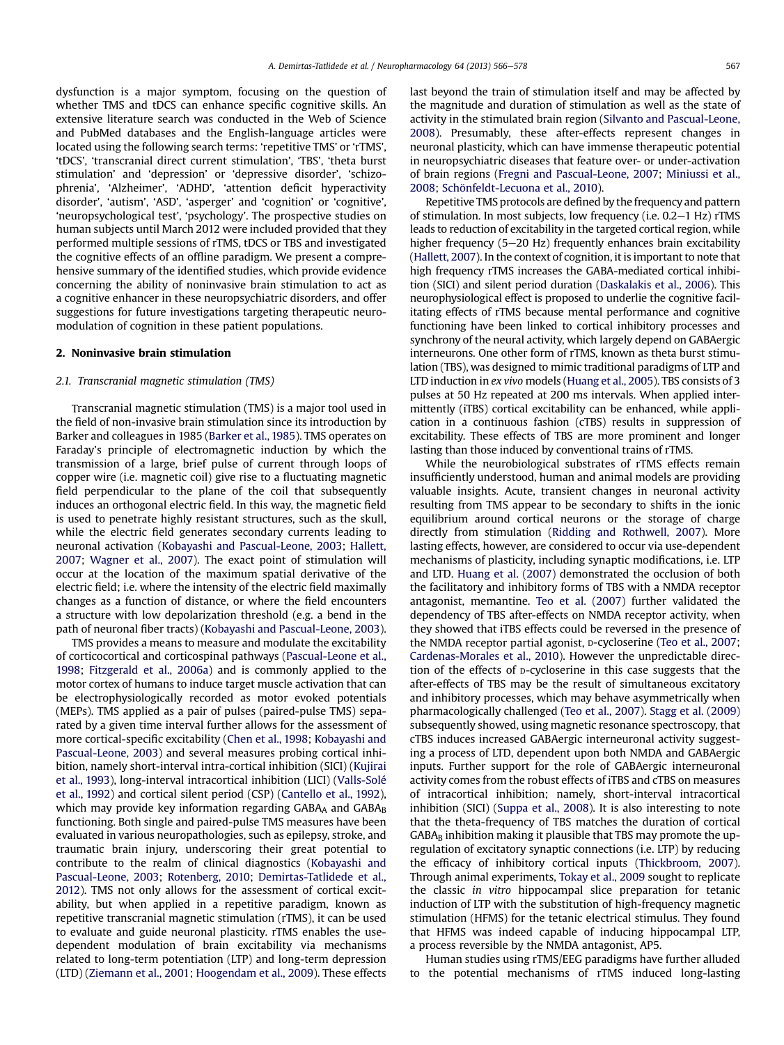dysfunction is a major symptom, focusing on the question of whether TMS and tDCS can enhance specific cognitive skills. An extensive literature search was conducted in the Web of Science and PubMed databases and the English-language articles were located using the following search terms: 'repetitive TMS' or 'rTMS', 'tDCS', 'transcranial direct current stimulation', 'TBS', 'theta burst stimulation' and 'depression' or 'depressive disorder', 'schizophrenia', 'Alzheimer', 'ADHD', 'attention deficit hyperactivity disorder', 'autism', 'ASD', 'asperger' and 'cognition' or 'cognitive', 'neuropsychological test', 'psychology'. The prospective studies on human subjects until March 2012 were included provided that they performed multiple sessions of rTMS, tDCS or TBS and investigated the cognitive effects of an offline paradigm. We present a comprehensive summary of the identified studies, which provide evidence concerning the ability of noninvasive brain stimulation to act as a cognitive enhancer in these neuropsychiatric disorders, and offer suggestions for future investigations targeting therapeutic neuromodulation of cognition in these patient populations.

## 2. Noninvasive brain stimulation

### 2.1. Transcranial magnetic stimulation (TMS)

Transcranial magnetic stimulation (TMS) is a major tool used in the field of non-invasive brain stimulation since its introduction by Barker and colleagues in 1985 (Barker et al., 1985). TMS operates on Faraday's principle of electromagnetic induction by which the transmission of a large, brief pulse of current through loops of copper wire (i.e. magnetic coil) give rise to a fluctuating magnetic field perpendicular to the plane of the coil that subsequently induces an orthogonal electric field. In this way, the magnetic field is used to penetrate highly resistant structures, such as the skull, while the electric field generates secondary currents leading to neuronal activation (Kobayashi and Pascual-Leone, 2003; Hallett, 2007; Wagner et al., 2007). The exact point of stimulation will occur at the location of the maximum spatial derivative of the electric field; i.e. where the intensity of the electric field maximally changes as a function of distance, or where the field encounters a structure with low depolarization threshold (e.g. a bend in the path of neuronal fiber tracts) (Kobayashi and Pascual-Leone, 2003).

TMS provides a means to measure and modulate the excitability of corticocortical and corticospinal pathways (Pascual-Leone et al., 1998; Fitzgerald et al., 2006a) and is commonly applied to the motor cortex of humans to induce target muscle activation that can be electrophysiologically recorded as motor evoked potentials (MEPs). TMS applied as a pair of pulses (paired-pulse TMS) separated by a given time interval further allows for the assessment of more cortical-specific excitability (Chen et al., 1998; Kobayashi and Pascual-Leone, 2003) and several measures probing cortical inhibition, namely short-interval intra-cortical inhibition (SICI) (Kujirai et al., 1993), long-interval intracortical inhibition (LICI) (Valls-Solé et al., 1992) and cortical silent period (CSP) (Cantello et al., 1992), which may provide key information regarding $GABA_A$ and $GABA_B$ functioning. Both single and paired-pulse TMS measures have been evaluated in various neuropathologies, such as epilepsy, stroke, and traumatic brain injury, underscoring their great potential to contribute to the realm of clinical diagnostics (Kobayashi and Pascual-Leone, 2003; Rotenberg, 2010; Demirtas-Tatlidede et al., 2012). TMS not only allows for the assessment of cortical excitability, but when applied in a repetitive paradigm, known as repetitive transcranial magnetic stimulation (rTMS), it can be used to evaluate and guide neuronal plasticity. rTMS enables the use-dependent modulation of brain excitability via mechanisms related to long-term potentiation (LTP) and long-term depression (LTD) (Ziemann et al., 2001; Hoogendam et al., 2009). These effects last beyond the train of stimulation itself and may be affected by the magnitude and duration of stimulation as well as the state of activity in the stimulated brain region (Silvanto and Pascual-Leone, 2008). Presumably, these after-effects represent changes in neuronal plasticity, which can have immense therapeutic potential in neuropsychiatric diseases that feature over- or under-activation of brain regions (Fregni and Pascual-Leone, 2007; Miniussi et al., 2008; Schönfeldt-Lecuona et al., 2010).

Repetitive TMS protocols are defined by the frequency and pattern of stimulation. In most subjects, low frequency (i.e. 0.2–1 Hz) rTMS leads to reduction of excitability in the targeted cortical region, while higher frequency (5–20 Hz) frequently enhances brain excitability (Hallett, 2007). In the context of cognition, it is important to note that high frequency rTMS increases the GABA-mediated cortical inhibition (SICI) and silent period duration (Daskalakis et al., 2006). This neurophysiological effect is proposed to underlie the cognitive facilitating effects of rTMS because mental performance and cognitive functioning have been linked to cortical inhibitory processes and synchrony of the neural activity, which largely depend on GABAergic interneurons. One other form of rTMS, known as theta burst stimulation (TBS), was designed to mimic traditional paradigms of LTP and LTD induction in *ex vivo* models (Huang et al., 2005). TBS consists of 3 pulses at 50 Hz repeated at 200 ms intervals. When applied intermittently (iTBS) cortical excitability can be enhanced, while application in a continuous fashion (cTBS) results in suppression of excitability. These effects of TBS are more prominent and longer lasting than those induced by conventional trains of rTMS.

While the neurobiological substrates of rTMS effects remain insufficiently understood, human and animal models are providing valuable insights. Acute, transient changes in neuronal activity resulting from TMS appear to be secondary to shifts in the ionic equilibrium around cortical neurons or the storage of charge directly from stimulation (Ridding and Rothwell, 2007). More lasting effects, however, are considered to occur via use-dependent mechanisms of plasticity, including synaptic modifications, i.e. LTP and LTD. Huang et al. (2007) demonstrated the occlusion of both the facilitatory and inhibitory forms of TBS with a NMDA receptor antagonist, memantine. Teo et al. (2007) further validated the dependency of TBS after-effects on NMDA receptor activity, when they showed that iTBS effects could be reversed in the presence of the NMDA receptor partial agonist, D-cycloserine (Teo et al., 2007; Cardenas-Morales et al., 2010). However the unpredictable direction of the effects of D-cycloserine in this case suggests that the after-effects of TBS may be the result of simultaneous excitatory and inhibitory processes, which may behave asymmetrically when pharmacologically challenged (Teo et al., 2007). Stagg et al. (2009) subsequently showed, using magnetic resonance spectroscopy, that cTBS induces increased GABAergic interneuronal activity suggesting a process of LTD, dependent upon both NMDA and GABAergic inputs. Further support for the role of GABAergic interneuronal activity comes from the robust effects of iTBS and cTBS on measures of intracortical inhibition; namely, short-interval intracortical inhibition (SICI) (Suppa et al., 2008). It is also interesting to note that the theta-frequency of TBS matches the duration of cortical $GABA_B$ inhibition making it plausible that TBS may promote the up-regulation of excitatory synaptic connections (i.e. LTP) by reducing the efficacy of inhibitory cortical inputs (Thickbroom, 2007). Through animal experiments, Tokay et al., 2009 sought to replicate the classic *in vitro* hippocampal slice preparation for tetanic induction of LTP with the substitution of high-frequency magnetic stimulation (HFMS) for the tetanic electrical stimulus. They found that HFMS was indeed capable of inducing hippocampal LTP, a process reversible by the NMDA antagonist, AP5.

Human studies using rTMS/EEG paradigms have further alluded to the potential mechanisms of rTMS induced long-lasting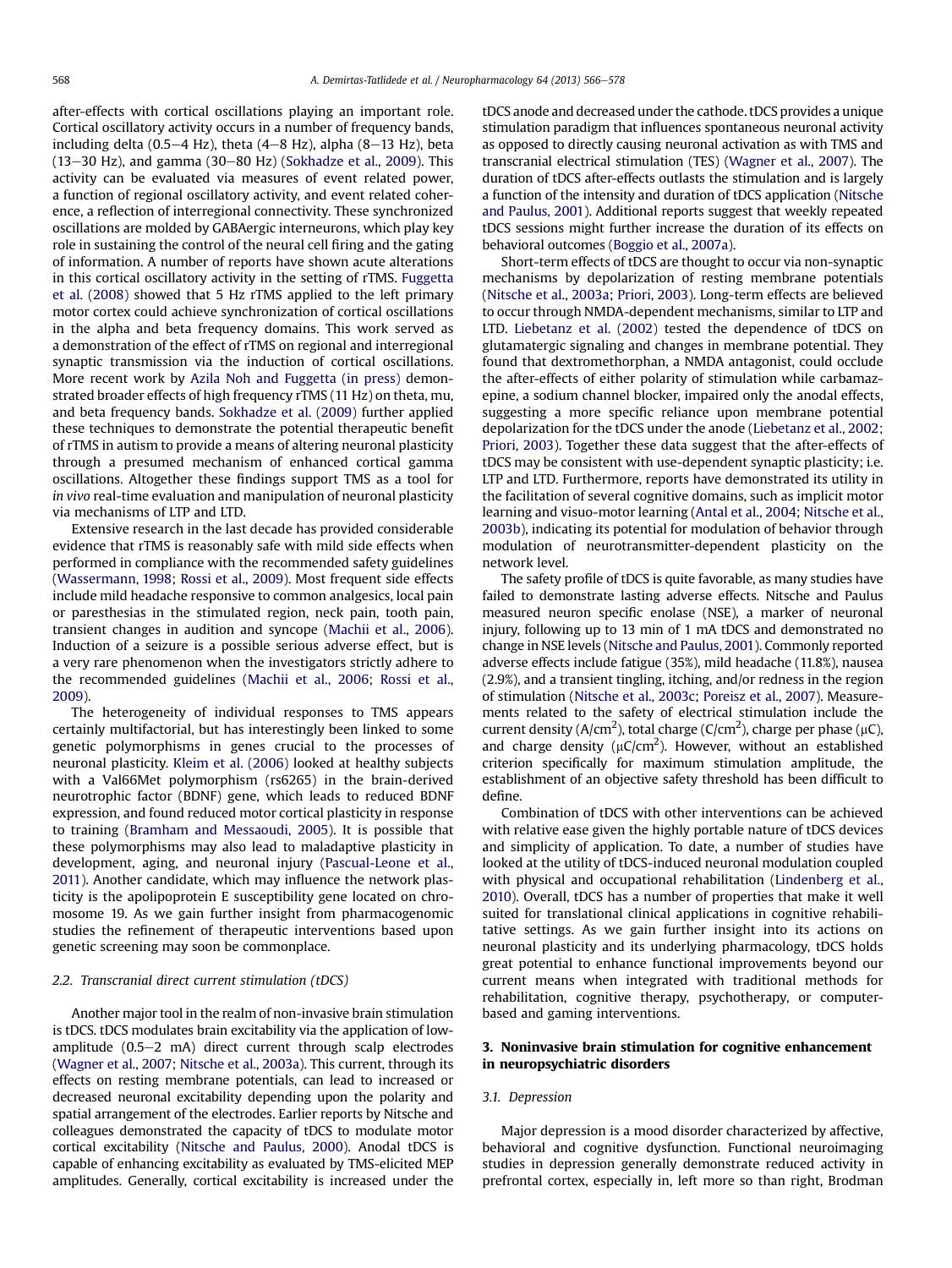after-effects with cortical oscillations playing an important role. Cortical oscillatory activity occurs in a number of frequency bands, including delta (0.5–4 Hz), theta (4–8 Hz), alpha (8–13 Hz), beta (13–30 Hz), and gamma (30–80 Hz) (Sokhadze et al., 2009). This activity can be evaluated via measures of event related power, a function of regional oscillatory activity, and event related coherence, a reflection of interregional connectivity. These synchronized oscillations are molded by GABAergic interneurons, which play key role in sustaining the control of the neural cell firing and the gating of information. A number of reports have shown acute alterations in this cortical oscillatory activity in the setting of rTMS. Fuggetta et al. (2008) showed that 5 Hz rTMS applied to the left primary motor cortex could achieve synchronization of cortical oscillations in the alpha and beta frequency domains. This work served as a demonstration of the effect of rTMS on regional and interregional synaptic transmission via the induction of cortical oscillations. More recent work by Azila Noh and Fuggetta (in press) demonstrated broader effects of high frequency rTMS (11 Hz) on theta, mu, and beta frequency bands. Sokhadze et al. (2009) further applied these techniques to demonstrate the potential therapeutic benefit of rTMS in autism to provide a means of altering neuronal plasticity through a presumed mechanism of enhanced cortical gamma oscillations. Altogether these findings support TMS as a tool for *in vivo* real-time evaluation and manipulation of neuronal plasticity via mechanisms of LTP and LTD.

Extensive research in the last decade has provided considerable evidence that rTMS is reasonably safe with mild side effects when performed in compliance with the recommended safety guidelines (Wassermann, 1998; Rossi et al., 2009). Most frequent side effects include mild headache responsive to common analgesics, local pain or paresthesias in the stimulated region, neck pain, tooth pain, transient changes in audition and syncope (Machii et al., 2006). Induction of a seizure is a possible serious adverse effect, but is a very rare phenomenon when the investigators strictly adhere to the recommended guidelines (Machii et al., 2006; Rossi et al., 2009).

The heterogeneity of individual responses to TMS appears certainly multifactorial, but has interestingly been linked to some genetic polymorphisms in genes crucial to the processes of neuronal plasticity. Kleim et al. (2006) looked at healthy subjects with a Val66Met polymorphism (rs6265) in the brain-derived neurotrophic factor (BDNF) gene, which leads to reduced BDNF expression, and found reduced motor cortical plasticity in response to training (Bramham and Messaoudi, 2005). It is possible that these polymorphisms may also lead to maladaptive plasticity in development, aging, and neuronal injury (Pascual-Leone et al., 2011). Another candidate, which may influence the network plasticity is the apolipoprotein E susceptibility gene located on chromosome 19. As we gain further insight from pharmacogenomic studies the refinement of therapeutic interventions based upon genetic screening may soon be commonplace.

### 2.2. Transcranial direct current stimulation (tDCS)

Another major tool in the realm of non-invasive brain stimulation is tDCS. tDCS modulates brain excitability via the application of low-amplitude (0.5–2 mA) direct current through scalp electrodes (Wagner et al., 2007; Nitsche et al., 2003a). This current, through its effects on resting membrane potentials, can lead to increased or decreased neuronal excitability depending upon the polarity and spatial arrangement of the electrodes. Earlier reports by Nitsche and colleagues demonstrated the capacity of tDCS to modulate motor cortical excitability (Nitsche and Paulus, 2000). Anodal tDCS is capable of enhancing excitability as evaluated by TMS-elicited MEP amplitudes. Generally, cortical excitability is increased under the tDCS anode and decreased under the cathode. tDCS provides a unique stimulation paradigm that influences spontaneous neuronal activity as opposed to directly causing neuronal activation as with TMS and transcranial electrical stimulation (TES) (Wagner et al., 2007). The duration of tDCS after-effects outlasts the stimulation and is largely a function of the intensity and duration of tDCS application (Nitsche and Paulus, 2001). Additional reports suggest that weekly repeated tDCS sessions might further increase the duration of its effects on behavioral outcomes (Boggio et al., 2007a).

Short-term effects of tDCS are thought to occur via non-synaptic mechanisms by depolarization of resting membrane potentials (Nitsche et al., 2003a; Priori, 2003). Long-term effects are believed to occur through NMDA-dependent mechanisms, similar to LTP and LTD. Liebetanz et al. (2002) tested the dependence of tDCS on glutamatergic signaling and changes in membrane potential. They found that dextromethorphan, a NMDA antagonist, could occlude the after-effects of either polarity of stimulation while carbamazepine, a sodium channel blocker, impaired only the anodal effects, suggesting a more specific reliance upon membrane potential depolarization for the tDCS under the anode (Liebetanz et al., 2002; Priori, 2003). Together these data suggest that the after-effects of tDCS may be consistent with use-dependent synaptic plasticity; i.e. LTP and LTD. Furthermore, reports have demonstrated its utility in the facilitation of several cognitive domains, such as implicit motor learning and visuo-motor learning (Antal et al., 2004; Nitsche et al., 2003b), indicating its potential for modulation of behavior through modulation of neurotransmitter-dependent plasticity on the network level.

The safety profile of tDCS is quite favorable, as many studies have failed to demonstrate lasting adverse effects. Nitsche and Paulus measured neuron specific enolase (NSE), a marker of neuronal injury, following up to 13 min of 1 mA tDCS and demonstrated no change in NSE levels (Nitsche and Paulus, 2001). Commonly reported adverse effects include fatigue (35%), mild headache (11.8%), nausea (2.9%), and a transient tingling, itching, and/or redness in the region of stimulation (Nitsche et al., 2003c; Poreisz et al., 2007). Measurements related to the safety of electrical stimulation include the current density ($A/cm^2$), total charge ($C/cm^2$), charge per phase ($\mu C$), and charge density ($\mu C/cm^2$). However, without an established criterion specifically for maximum stimulation amplitude, the establishment of an objective safety threshold has been difficult to define.

Combination of tDCS with other interventions can be achieved with relative ease given the highly portable nature of tDCS devices and simplicity of application. To date, a number of studies have looked at the utility of tDCS-induced neuronal modulation coupled with physical and occupational rehabilitation (Lindenberg et al., 2010). Overall, tDCS has a number of properties that make it well suited for translational clinical applications in cognitive rehabilitative settings. As we gain further insight into its actions on neuronal plasticity and its underlying pharmacology, tDCS holds great potential to enhance functional improvements beyond our current means when integrated with traditional methods for rehabilitation, cognitive therapy, psychotherapy, or computer-based and gaming interventions.

## 3. Noninvasive brain stimulation for cognitive enhancement in neuropsychiatric disorders

### 3.1. Depression

Major depression is a mood disorder characterized by affective, behavioral and cognitive dysfunction. Functional neuroimaging studies in depression generally demonstrate reduced activity in prefrontal cortex, especially in, left more so than right, Brodman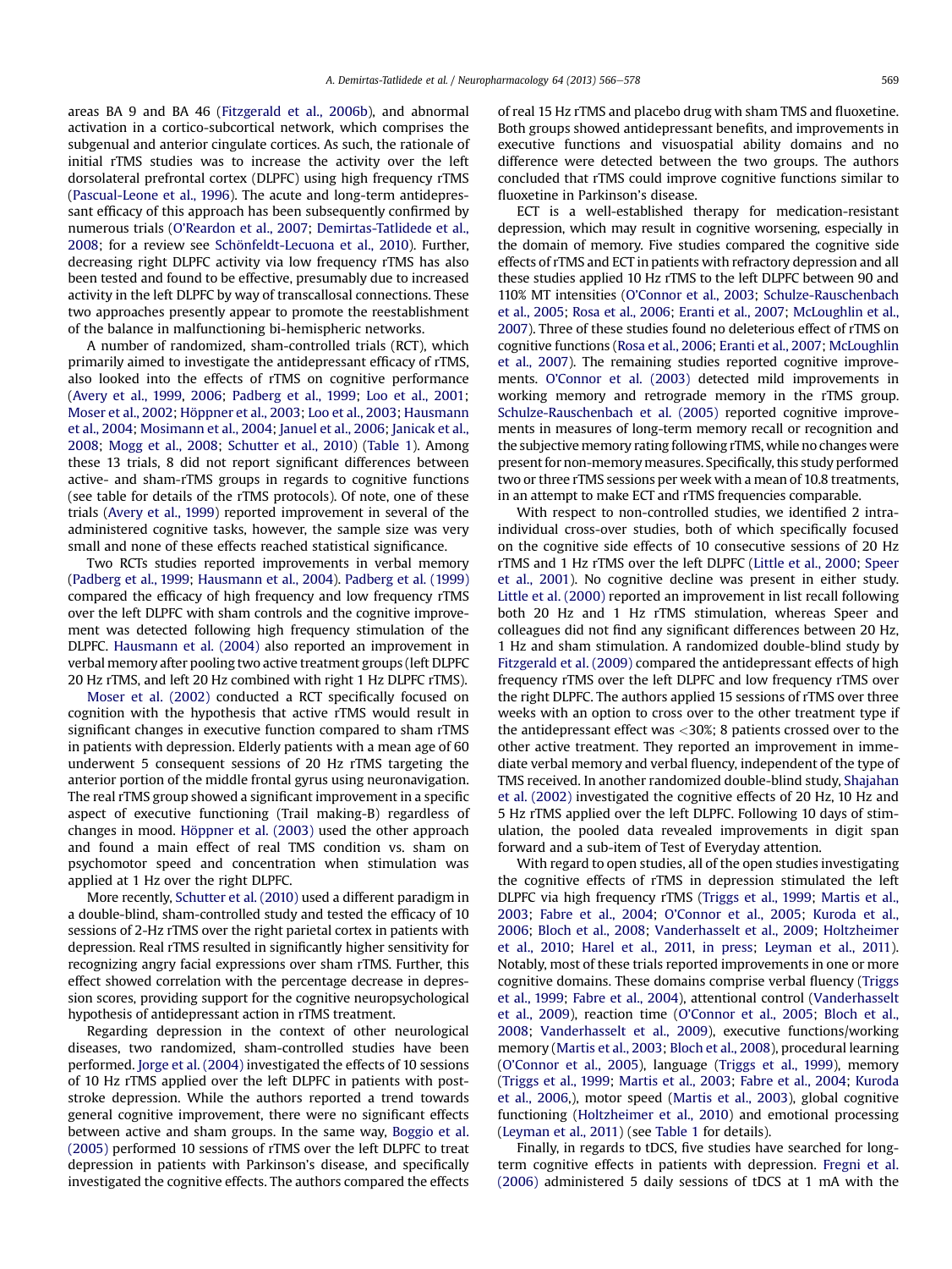areas BA 9 and BA 46 (Fitzgerald et al., 2006b), and abnormal activation in a cortico-subcortical network, which comprises the subgenual and anterior cingulate cortices. As such, the rationale of initial rTMS studies was to increase the activity over the left dorsolateral prefrontal cortex (DLPFC) using high frequency rTMS (Pascual-Leone et al., 1996). The acute and long-term antidepressant efficacy of this approach has been subsequently confirmed by numerous trials (O'Reardon et al., 2007; Demirtas-Tatlidede et al., 2008; for a review see Schönfeldt-Lecuona et al., 2010). Further, decreasing right DLPFC activity via low frequency rTMS has also been tested and found to be effective, presumably due to increased activity in the left DLPFC by way of transcallosal connections. These two approaches presently appear to promote the reestablishment of the balance in malfunctioning bi-hemispheric networks.

A number of randomized, sham-controlled trials (RCT), which primarily aimed to investigate the antidepressant efficacy of rTMS, also looked into the effects of rTMS on cognitive performance (Avery et al., 1999, 2006; Padberg et al., 1999; Loo et al., 2001; Moser et al., 2002; Höppner et al., 2003; Loo et al., 2003; Hausmann et al., 2004; Mosimann et al., 2004; Januel et al., 2006; Janicak et al., 2008; Mogg et al., 2008; Schutter et al., 2010) (Table 1). Among these 13 trials, 8 did not report significant differences between active- and sham-rTMS groups in regards to cognitive functions (see table for details of the rTMS protocols). Of note, one of these trials (Avery et al., 1999) reported improvement in several of the administered cognitive tasks, however, the sample size was very small and none of these effects reached statistical significance.

Two RCTs studies reported improvements in verbal memory (Padberg et al., 1999; Hausmann et al., 2004). Padberg et al. (1999) compared the efficacy of high frequency and low frequency rTMS over the left DLPFC with sham controls and the cognitive improvement was detected following high frequency stimulation of the DLPFC. Hausmann et al. (2004) also reported an improvement in verbal memory after pooling two active treatment groups (left DLPFC 20 Hz rTMS, and left 20 Hz combined with right 1 Hz DLPFC rTMS).

Moser et al. (2002) conducted a RCT specifically focused on cognition with the hypothesis that active rTMS would result in significant changes in executive function compared to sham rTMS in patients with depression. Elderly patients with a mean age of 60 underwent 5 consequent sessions of 20 Hz rTMS targeting the anterior portion of the middle frontal gyrus using neuronavigation. The real rTMS group showed a significant improvement in a specific aspect of executive functioning (Trail making-B) regardless of changes in mood. Höppner et al. (2003) used the other approach and found a main effect of real TMS condition vs. sham on psychomotor speed and concentration when stimulation was applied at 1 Hz over the right DLPFC.

More recently, Schutter et al. (2010) used a different paradigm in a double-blind, sham-controlled study and tested the efficacy of 10 sessions of 2-Hz rTMS over the right parietal cortex in patients with depression. Real rTMS resulted in significantly higher sensitivity for recognizing angry facial expressions over sham rTMS. Further, this effect showed correlation with the percentage decrease in depression scores, providing support for the cognitive neuropsychological hypothesis of antidepressant action in rTMS treatment.

Regarding depression in the context of other neurological diseases, two randomized, sham-controlled studies have been performed. Jorge et al. (2004) investigated the effects of 10 sessions of 10 Hz rTMS applied over the left DLPFC in patients with post-stroke depression. While the authors reported a trend towards general cognitive improvement, there were no significant effects between active and sham groups. In the same way, Boggio et al. (2005) performed 10 sessions of rTMS over the left DLPFC to treat depression in patients with Parkinson's disease, and specifically investigated the cognitive effects. The authors compared the effects of real 15 Hz rTMS and placebo drug with sham TMS and fluoxetine. Both groups showed antidepressant benefits, and improvements in executive functions and visuospatial ability domains and no difference were detected between the two groups. The authors concluded that rTMS could improve cognitive functions similar to fluoxetine in Parkinson's disease.

ECT is a well-established therapy for medication-resistant depression, which may result in cognitive worsening, especially in the domain of memory. Five studies compared the cognitive side effects of rTMS and ECT in patients with refractory depression and all these studies applied 10 Hz rTMS to the left DLPFC between 90 and 110% MT intensities (O'Connor et al., 2003; Schulze-Rauschenbach et al., 2005; Rosa et al., 2006; Eranti et al., 2007; McLoughlin et al., 2007). Three of these studies found no deleterious effect of rTMS on cognitive functions (Rosa et al., 2006; Eranti et al., 2007; McLoughlin et al., 2007). The remaining studies reported cognitive improvements. O'Connor et al. (2003) detected mild improvements in working memory and retrograde memory in the rTMS group. Schulze-Rauschenbach et al. (2005) reported cognitive improvements in measures of long-term memory recall or recognition and the subjective memory rating following rTMS, while no changes were present for non-memory measures. Specifically, this study performed two or three rTMS sessions per week with a mean of 10.8 treatments, in an attempt to make ECT and rTMS frequencies comparable.

With respect to non-controlled studies, we identified 2 intra-individual cross-over studies, both of which specifically focused on the cognitive side effects of 10 consecutive sessions of 20 Hz rTMS and 1 Hz rTMS over the left DLPFC (Little et al., 2000; Speer et al., 2001). No cognitive decline was present in either study. Little et al. (2000) reported an improvement in list recall following both 20 Hz and 1 Hz rTMS stimulation, whereas Speer and colleagues did not find any significant differences between 20 Hz, 1 Hz and sham stimulation. A randomized double-blind study by Fitzgerald et al. (2009) compared the antidepressant effects of high frequency rTMS over the left DLPFC and low frequency rTMS over the right DLPFC. The authors applied 15 sessions of rTMS over three weeks with an option to cross over to the other treatment type if the antidepressant effect was <30%; 8 patients crossed over to the other active treatment. They reported an improvement in immediate verbal memory and verbal fluency, independent of the type of TMS received. In another randomized double-blind study, Shajahan et al. (2002) investigated the cognitive effects of 20 Hz, 10 Hz and 5 Hz rTMS applied over the left DLPFC. Following 10 days of stimulation, the pooled data revealed improvements in digit span forward and a sub-item of Test of Everyday attention.

With regard to open studies, all of the open studies investigating the cognitive effects of rTMS in depression stimulated the left DLPFC via high frequency rTMS (Triggs et al., 1999; Martis et al., 2003; Fabre et al., 2004; O'Connor et al., 2005; Kuroda et al., 2006; Bloch et al., 2008; Vanderhasselt et al., 2009; Holtzheimer et al., 2010; Harel et al., 2011, in press; Leyman et al., 2011). Notably, most of these trials reported improvements in one or more cognitive domains. These domains comprise verbal fluency (Triggs et al., 1999; Fabre et al., 2004), attentional control (Vanderhasselt et al., 2009), reaction time (O'Connor et al., 2005; Bloch et al., 2008; Vanderhasselt et al., 2009), executive functions/working memory (Martis et al., 2003; Bloch et al., 2008), procedural learning (O'Connor et al., 2005), language (Triggs et al., 1999), memory (Triggs et al., 1999; Martis et al., 2003; Fabre et al., 2004; Kuroda et al., 2006,), motor speed (Martis et al., 2003), global cognitive functioning (Holtzheimer et al., 2010) and emotional processing (Leyman et al., 2011) (see Table 1 for details).

Finally, in regards to tDCS, five studies have searched for long-term cognitive effects in patients with depression. Fregni et al. (2006) administered 5 daily sessions of tDCS at 1 mA with the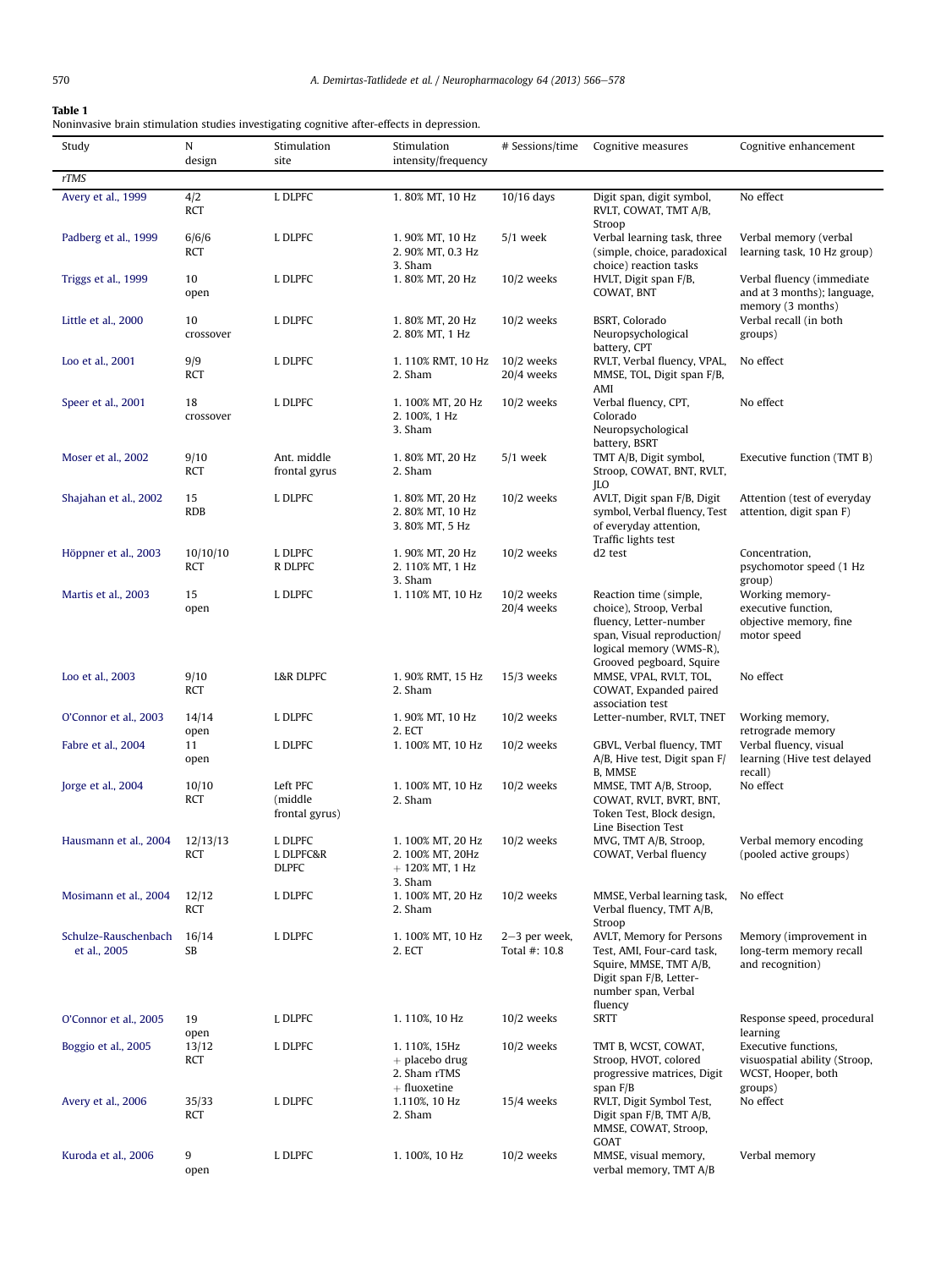**Table 1**
Noninvasive brain stimulation studies investigating cognitive after-effects in depression.

| Study | N design | Stimulation site | Stimulation intensity/frequency | # Sessions/time | Cognitive measures | Cognitive enhancement |
|---|---|---|---|---|---|---|
| *rTMS* | | | | | | |
| Avery et al., 1999 | 4/2 RCT | L DLPFC | 1. 80% MT, 10 Hz | 10/16 days | Digit span, digit symbol, RVLT, COWAT, TMT A/B, Stroop | No effect |
| Padberg et al., 1999 | 6/6/6 RCT | L DLPFC | 1. 90% MT, 10 Hz 2. 90% MT, 0.3 Hz 3. Sham | 5/1 week | Verbal learning task, three (simple, choice, paradoxical choice) reaction tasks | Verbal memory (verbal learning task, 10 Hz group) |
| Triggs et al., 1999 | 10 open | L DLPFC | 1. 80% MT, 20 Hz | 10/2 weeks | HVLT, Digit span F/B, COWAT, BNT | Verbal fluency (immediate and at 3 months); language, memory (3 months) |
| Little et al., 2000 | 10 crossover | L DLPFC | 1. 80% MT, 20 Hz 2. 80% MT, 1 Hz | 10/2 weeks | BSRT, Colorado Neuropsychological battery, CPT | Verbal recall (in both groups) |
| Loo et al., 2001 | 9/9 RCT | L DLPFC | 1. 110% RMT, 10 Hz 2. Sham | 10/2 weeks 20/4 weeks | RVLT, Verbal fluency, VPAL, MMSE, TOL, Digit span F/B, AMI | No effect |
| Speer et al., 2001 | 18 crossover | L DLPFC | 1. 100% MT, 20 Hz 2. 100%, 1 Hz 3. Sham | 10/2 weeks | Verbal fluency, CPT, Colorado Neuropsychological battery, BSRT | No effect |
| Moser et al., 2002 | 9/10 RCT | Ant. middle frontal gyrus | 1. 80% MT, 20 Hz 2. Sham | 5/1 week | TMT A/B, Digit symbol, Stroop, COWAT, BNT, RVLT, JLO | Executive function (TMT B) |
| Shajahan et al., 2002 | 15 RDB | L DLPFC | 1. 80% MT, 20 Hz 2. 80% MT, 10 Hz 3. 80% MT, 5 Hz | 10/2 weeks | AVLT, Digit span F/B, Digit symbol, Verbal fluency, Test of everyday attention, Traffic lights test | Attention (test of everyday attention, digit span F) |
| Höppner et al., 2003 | 10/10/10 RCT | L DLPFC R DLPFC | 1. 90% MT, 20 Hz 2. 110% MT, 1 Hz 3. Sham | 10/2 weeks | d2 test | Concentration, psychomotor speed (1 Hz group) |
| Martis et al., 2003 | 15 open | L DLPFC | 1. 110% MT, 10 Hz | 10/2 weeks 20/4 weeks | Reaction time (simple, choice), Stroop, Verbal fluency, Letter-number span, Visual reproduction/ logical memory (WMS-R), Grooved pegboard, Squire | Working memory-executive function, objective memory, fine motor speed |
| Loo et al., 2003 | 9/10 RCT | L&R DLPFC | 1. 90% RMT, 15 Hz 2. Sham | 15/3 weeks | MMSE, VPAL, RVLT, TOL, COWAT, Expanded paired association test | No effect |
| O'Connor et al., 2003 | 14/14 open | L DLPFC | 1. 90% MT, 10 Hz 2. ECT | 10/2 weeks | Letter-number, RVLT, TNET | Working memory, retrograde memory |
| Fabre et al., 2004 | 11 open | L DLPFC | 1. 100% MT, 10 Hz | 10/2 weeks | GBVL, Verbal fluency, TMT A/B, Hive test, Digit span F/B, MMSE | Verbal fluency, visual learning (Hive test delayed recall) |
| Jorge et al., 2004 | 10/10 RCT | Left PFC (middle frontal gyrus) | 1. 100% MT, 10 Hz 2. Sham | 10/2 weeks | MMSE, TMT A/B, Stroop, COWAT, RVLT, BVRT, BNT, Token Test, Block design, Line Bisection Test | No effect |
| Hausmann et al., 2004 | 12/13/13 RCT | L DLPFC L DLPFC&R DLPFC | 1. 100% MT, 20 Hz 2. 100% MT, 20Hz + 120% MT, 1 Hz 3. Sham | 10/2 weeks | MVG, TMT A/B, Stroop, COWAT, Verbal fluency | Verbal memory encoding (pooled active groups) |
| Mosimann et al., 2004 | 12/12 RCT | L DLPFC | 1. 100% MT, 20 Hz 2. Sham | 10/2 weeks | MMSE, Verbal learning task, Verbal fluency, TMT A/B, Stroop | No effect |
| Schulze-Rauschenbach et al., 2005 | 16/14 SB | L DLPFC | 1. 100% MT, 10 Hz 2. ECT | 2–3 per week, Total #: 10.8 | AVLT, Memory for Persons Test, AMI, Four-card task, Squire, MMSE, TMT A/B, Digit span F/B, Letter-number span, Verbal fluency | Memory (improvement in long-term memory recall and recognition) |
| O'Connor et al., 2005 | 19 open | L DLPFC | 1. 110%, 10 Hz | 10/2 weeks | SRTT | Response speed, procedural learning |
| Boggio et al., 2005 | 13/12 RCT | L DLPFC | 1. 110%, 15Hz + placebo drug 2. Sham rTMS + fluoxetine | 10/2 weeks | TMT B, WCST, COWAT, Stroop, HVOT, colored progressive matrices, Digit span F/B | Executive functions, visuospatial ability (Stroop, WCST, Hooper, both groups) |
| Avery et al., 2006 | 35/33 RCT | L DLPFC | 1.110%, 10 Hz 2. Sham | 15/4 weeks | RVLT, Digit Symbol Test, Digit span F/B, TMT A/B, MMSE, COWAT, Stroop, GOAT | No effect |
| Kuroda et al., 2006 | 9 open | L DLPFC | 1. 100%, 10 Hz | 10/2 weeks | MMSE, visual memory, verbal memory, TMT A/B | Verbal memory |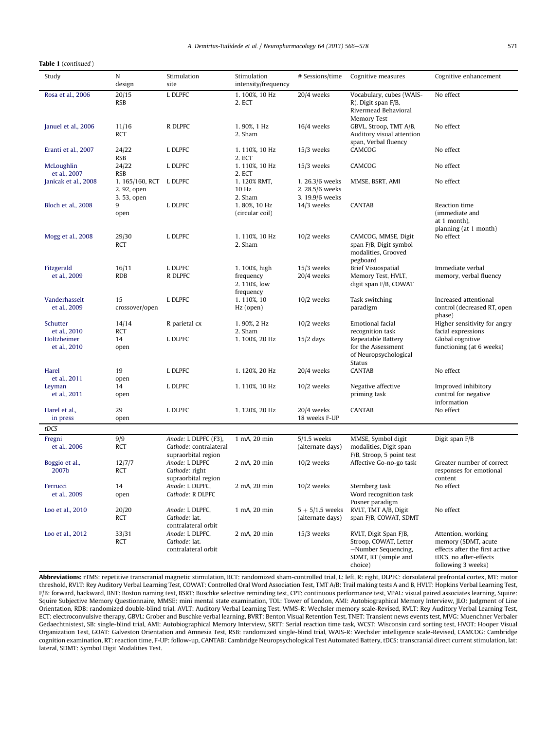**Table 1** (*continued*)

| Study | N design | Stimulation site | Stimulation intensity/frequency | # Sessions/time | Cognitive measures | Cognitive enhancement |
|---|---|---|---|---|---|---|
| Rosa et al., 2006 | 20/15 RSB | L DLPFC | 1. 100%, 10 Hz 2. ECT | 20/4 weeks | Vocabulary, cubes (WAIS-R), Digit span F/B, Rivermead Behavioral Memory Test | No effect |
| Januel et al., 2006 | 11/16 RCT | R DLPFC | 1. 90%, 1 Hz 2. Sham | 16/4 weeks | GBVL, Stroop, TMT A/B, Auditory visual attention span, Verbal fluency | No effect |
| Eranti et al., 2007 | 24/22 RSB | L DLPFC | 1. 110%, 10 Hz 2. ECT | 15/3 weeks | CAMCOG | No effect |
| McLoughlin et al., 2007 | 24/22 RSB | L DLPFC | 1. 110%, 10 Hz 2. ECT | 15/3 weeks | CAMCOG | No effect |
| Janicak et al., 2008 | 1. 165/160, RCT 2. 92, open 3. 53, open | L DLPFC | 1. 120% RMT, 10 Hz 2. Sham | 1. 26.3/6 weeks 2. 28.5/6 weeks 3. 19.9/6 weeks | MMSE, BSRT, AMI | No effect |
| Bloch et al., 2008 | 9 open | L DLPFC | 1. 80%, 10 Hz (circular coil) | 14/3 weeks | CANTAB | Reaction time (immediate and at 1 month), planning (at 1 month) |
| Mogg et al., 2008 | 29/30 RCT | L DLPFC | 1. 110%, 10 Hz 2. Sham | 10/2 weeks | CAMCOG, MMSE, Digit span F/B, Digit symbol modalities, Grooved pegboard | No effect |
| Fitzgerald et al., 2009 | 16/11 RDB | L DLPFC R DLPFC | 1. 100%, high frequency 2. 110%, low frequency | 15/3 weeks 20/4 weeks | Brief Visuospatial Memory Test, HVLT, digit span F/B, COWAT | Immediate verbal memory, verbal fluency |
| Vanderhasselt et al., 2009 | 15 crossover/open | L DLPFC | 1. 110%, 10 Hz (open) | 10/2 weeks | Task switching paradigm | Increased attentional control (decreased RT, open phase) |
| Schutter et al., 2010 | 14/14 RCT | R parietal cx | 1. 90%, 2 Hz 2. Sham | 10/2 weeks | Emotional facial recognition task | Higher sensitivity for angry facial expressions |
| Holtzheimer et al., 2010 | 14 open | L DLPFC | 1. 100%, 20 Hz | 15/2 days | Repeatable Battery for the Assessment of Neuropsychological Status | Global cognitive functioning (at 6 weeks) |
| Harel et al., 2011 | 19 open | L DLPFC | 1. 120%, 20 Hz | 20/4 weeks | CANTAB | No effect |
| Leyman et al., 2011 | 14 open | L DLPFC | 1. 110%, 10 Hz | 10/2 weeks | Negative affective priming task | Improved inhibitory control for negative information |
| Harel et al., in press | 29 open | L DLPFC | 1. 120%, 20 Hz | 20/4 weeks 18 weeks F-UP | CANTAB | No effect |
| *tDCS* | | | | | | |
| Fregni et al., 2006 | 9/9 RCT | *Anode:* L DLPFC (F3), *Cathode:* contralateral supraorbital region | 1 mA, 20 min | 5/1.5 weeks (alternate days) | MMSE, Symbol digit modalities, Digit span F/B, Stroop, 5 point test | Digit span F/B |
| Boggio et al., 2007b | 12/7/7 RCT | *Anode:* L DLPFC *Cathode:* right supraorbital region | 2 mA, 20 min | 10/2 weeks | Affective Go-no-go task | Greater number of correct responses for emotional content |
| Ferrucci et al., 2009 | 14 open | *Anode:* L DLPFC, *Cathode:* R DLPFC | 2 mA, 20 min | 10/2 weeks | Sternberg task Word recognition task Posner paradigm | No effect |
| Loo et al., 2010 | 20/20 RCT | *Anode:* L DLPFC, *Cathode:* lat. contralateral orbit | 1 mA, 20 min | 5 + 5/1.5 weeks (alternate days) | RVLT, TMT A/B, Digit span F/B, COWAT, SDMT | No effect |
| Loo et al., 2012 | 33/31 RCT | *Anode:* L DLPFC, *Cathode:* lat. contralateral orbit | 2 mA, 20 min | 15/3 weeks | RVLT, Digit Span F/B, Stroop, COWAT, Letter –Number Sequencing, SDMT, RT (simple and choice) | Attention, working memory (SDMT, acute effects after the first active tDCS, no after-effects following 3 weeks) |

**Abbreviations:** rTMS: repetitive transcranial magnetic stimulation, RCT: randomized sham-controlled trial, L: left, R: right, DLPFC: dorsolateral prefrontal cortex, MT: motor threshold, RVLT: Rey Auditory Verbal Learning Test, COWAT: Controlled Oral Word Association Test, TMT A/B: Trail making tests A and B, HVLT: Hopkins Verbal Learning Test, F/B: forward, backward, BNT: Boston naming test, BSRT: Buschke selective reminding test, CPT: continuous performance test, VPAL: visual paired associates learning, Squire: Squire Subjective Memory Questionnaire, MMSE: mini mental state examination, TOL: Tower of London, AMI: Autobiographical Memory Interview, JLO: Judgment of Line Orientation, RDB: randomized double-blind trial, AVLT: Auditory Verbal Learning Test, WMS-R: Wechsler memory scale-Revised, RVLT: Rey Auditory Verbal Learning Test, ECT: electroconvulsive therapy, GBVL: Grober and Buschke verbal learning, BVRT: Benton Visual Retention Test, TNET: Transient news events test, MVG: Muenchner Verbaler Gedaechtnistest, SB: single-blind trial, AMI: Autobiographical Memory Interview, SRTT: Serial reaction time task, WCST: Wisconsin card sorting test, HVOT: Hooper Visual Organization Test, GOAT: Galveston Orientation and Amnesia Test, RSB: randomized single-blind trial, WAIS-R: Wechsler intelligence scale-Revised, CAMCOG: Cambridge cognition examination, RT: reaction time, F-UP: follow-up, CANTAB: Cambridge Neuropsychological Test Automated Battery, tDCS: transcranial direct current stimulation, lat: lateral, SDMT: Symbol Digit Modalities Test.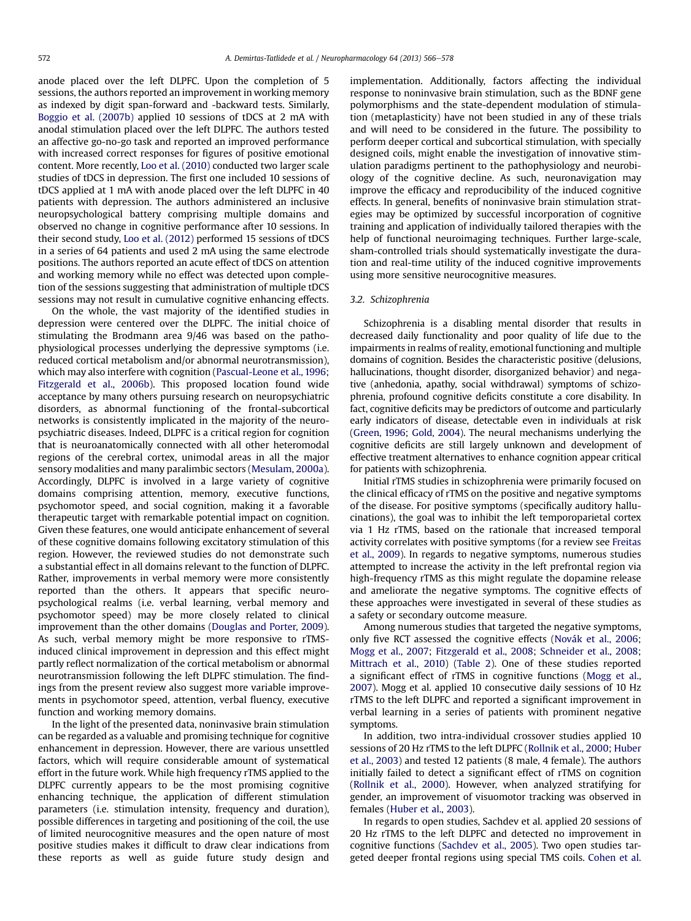anode placed over the left DLPFC. Upon the completion of 5 sessions, the authors reported an improvement in working memory as indexed by digit span-forward and -backward tests. Similarly, Boggio et al. (2007b) applied 10 sessions of tDCS at 2 mA with anodal stimulation placed over the left DLPFC. The authors tested an affective go-no-go task and reported an improved performance with increased correct responses for figures of positive emotional content. More recently, Loo et al. (2010) conducted two larger scale studies of tDCS in depression. The first one included 10 sessions of tDCS applied at 1 mA with anode placed over the left DLPFC in 40 patients with depression. The authors administered an inclusive neuropsychological battery comprising multiple domains and observed no change in cognitive performance after 10 sessions. In their second study, Loo et al. (2012) performed 15 sessions of tDCS in a series of 64 patients and used 2 mA using the same electrode positions. The authors reported an acute effect of tDCS on attention and working memory while no effect was detected upon completion of the sessions suggesting that administration of multiple tDCS sessions may not result in cumulative cognitive enhancing effects.

On the whole, the vast majority of the identified studies in depression were centered over the DLPFC. The initial choice of stimulating the Brodmann area 9/46 was based on the pathophysiological processes underlying the depressive symptoms (i.e. reduced cortical metabolism and/or abnormal neurotransmission), which may also interfere with cognition (Pascual-Leone et al., 1996; Fitzgerald et al., 2006b). This proposed location found wide acceptance by many others pursuing research on neuropsychiatric disorders, as abnormal functioning of the frontal-subcortical networks is consistently implicated in the majority of the neuropsychiatric diseases. Indeed, DLPFC is a critical region for cognition that is neuroanatomically connected with all other heteromodal regions of the cerebral cortex, unimodal areas in all the major sensory modalities and many paralimbic sectors (Mesulam, 2000a). Accordingly, DLPFC is involved in a large variety of cognitive domains comprising attention, memory, executive functions, psychomotor speed, and social cognition, making it a favorable therapeutic target with remarkable potential impact on cognition. Given these features, one would anticipate enhancement of several of these cognitive domains following excitatory stimulation of this region. However, the reviewed studies do not demonstrate such a substantial effect in all domains relevant to the function of DLPFC. Rather, improvements in verbal memory were more consistently reported than the others. It appears that specific neuropsychological realms (i.e. verbal learning, verbal memory and psychomotor speed) may be more closely related to clinical improvement than the other domains (Douglas and Porter, 2009). As such, verbal memory might be more responsive to rTMS-induced clinical improvement in depression and this effect might partly reflect normalization of the cortical metabolism or abnormal neurotransmission following the left DLPFC stimulation. The findings from the present review also suggest more variable improvements in psychomotor speed, attention, verbal fluency, executive function and working memory domains.

In the light of the presented data, noninvasive brain stimulation can be regarded as a valuable and promising technique for cognitive enhancement in depression. However, there are various unsettled factors, which will require considerable amount of systematical effort in the future work. While high frequency rTMS applied to the DLPFC currently appears to be the most promising cognitive enhancing technique, the application of different stimulation parameters (i.e. stimulation intensity, frequency and duration), possible differences in targeting and positioning of the coil, the use of limited neurocognitive measures and the open nature of most positive studies makes it difficult to draw clear indications from these reports as well as guide future study design and implementation. Additionally, factors affecting the individual response to noninvasive brain stimulation, such as the BDNF gene polymorphisms and the state-dependent modulation of stimulation (metaplasticity) have not been studied in any of these trials and will need to be considered in the future. The possibility to perform deeper cortical and subcortical stimulation, with specially designed coils, might enable the investigation of innovative stimulation paradigms pertinent to the pathophysiology and neurobiology of the cognitive decline. As such, neuronavigation may improve the efficacy and reproducibility of the induced cognitive effects. In general, benefits of noninvasive brain stimulation strategies may be optimized by successful incorporation of cognitive training and application of individually tailored therapies with the help of functional neuroimaging techniques. Further large-scale, sham-controlled trials should systematically investigate the duration and real-time utility of the induced cognitive improvements using more sensitive neurocognitive measures.

### 3.2. Schizophrenia

Schizophrenia is a disabling mental disorder that results in decreased daily functionality and poor quality of life due to the impairments in realms of reality, emotional functioning and multiple domains of cognition. Besides the characteristic positive (delusions, hallucinations, thought disorder, disorganized behavior) and negative (anhedonia, apathy, social withdrawal) symptoms of schizophrenia, profound cognitive deficits constitute a core disability. In fact, cognitive deficits may be predictors of outcome and particularly early indicators of disease, detectable even in individuals at risk (Green, 1996; Gold, 2004). The neural mechanisms underlying the cognitive deficits are still largely unknown and development of effective treatment alternatives to enhance cognition appear critical for patients with schizophrenia.

Initial rTMS studies in schizophrenia were primarily focused on the clinical efficacy of rTMS on the positive and negative symptoms of the disease. For positive symptoms (specifically auditory hallucinations), the goal was to inhibit the left temporoparietal cortex via 1 Hz rTMS, based on the rationale that increased temporal activity correlates with positive symptoms (for a review see Freitas et al., 2009). In regards to negative symptoms, numerous studies attempted to increase the activity in the left prefrontal region via high-frequency rTMS as this might regulate the dopamine release and ameliorate the negative symptoms. The cognitive effects of these approaches were investigated in several of these studies as a safety or secondary outcome measure.

Among numerous studies that targeted the negative symptoms, only five RCT assessed the cognitive effects (Novák et al., 2006; Mogg et al., 2007; Fitzgerald et al., 2008; Schneider et al., 2008; Mittrach et al., 2010) (Table 2). One of these studies reported a significant effect of rTMS in cognitive functions (Mogg et al., 2007). Mogg et al. applied 10 consecutive daily sessions of 10 Hz rTMS to the left DLPFC and reported a significant improvement in verbal learning in a series of patients with prominent negative symptoms.

In addition, two intra-individual crossover studies applied 10 sessions of 20 Hz rTMS to the left DLPFC (Rollnik et al., 2000; Huber et al., 2003) and tested 12 patients (8 male, 4 female). The authors initially failed to detect a significant effect of rTMS on cognition (Rollnik et al., 2000). However, when analyzed stratifying for gender, an improvement of visuomotor tracking was observed in females (Huber et al., 2003).

In regards to open studies, Sachdev et al. applied 20 sessions of 20 Hz rTMS to the left DLPFC and detected no improvement in cognitive functions (Sachdev et al., 2005). Two open studies targeted deeper frontal regions using special TMS coils. Cohen et al.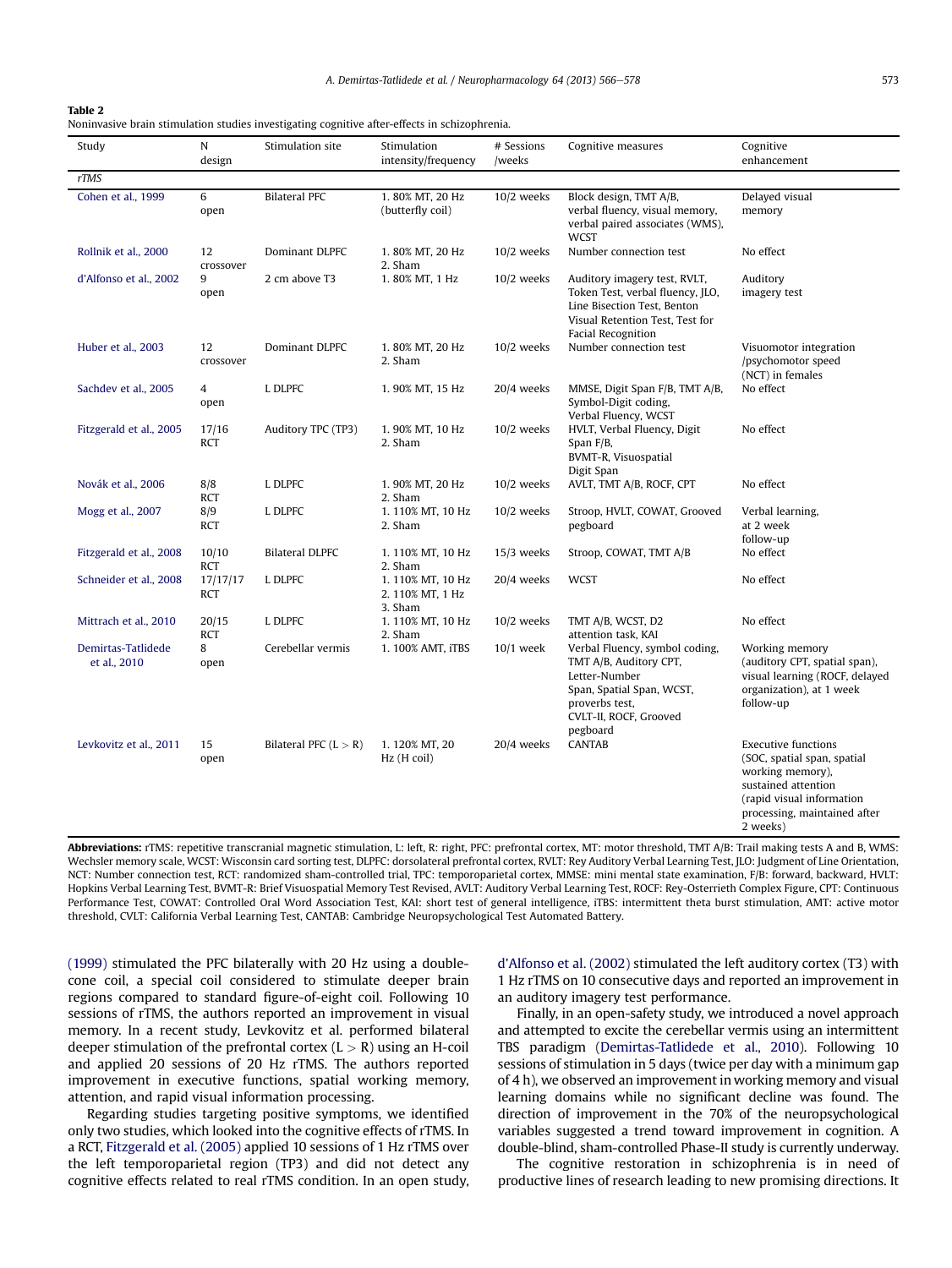**Table 2**
Noninvasive brain stimulation studies investigating cognitive after-effects in schizophrenia.

| Study | N design | Stimulation site | Stimulation intensity/frequency | # Sessions /weeks | Cognitive measures | Cognitive enhancement |
|---|---|---|---|---|---|---|
| *rTMS* | | | | | | |
| Cohen et al., 1999 | 6 open | Bilateral PFC | 1. 80% MT, 20 Hz (butterfly coil) | 10/2 weeks | Block design, TMT A/B, verbal fluency, visual memory, verbal paired associates (WMS), WCST | Delayed visual memory |
| Rollnik et al., 2000 | 12 crossover | Dominant DLPFC | 1. 80% MT, 20 Hz 2. Sham | 10/2 weeks | Number connection test | No effect |
| d'Alfonso et al., 2002 | 9 open | 2 cm above T3 | 1. 80% MT, 1 Hz | 10/2 weeks | Auditory imagery test, RVLT, Token Test, verbal fluency, JLO, Line Bisection Test, Benton Visual Retention Test, Test for Facial Recognition | Auditory imagery test |
| Huber et al., 2003 | 12 crossover | Dominant DLPFC | 1. 80% MT, 20 Hz 2. Sham | 10/2 weeks | Number connection test | Visuomotor integration /psychomotor speed (NCT) in females |
| Sachdev et al., 2005 | 4 open | L DLPFC | 1. 90% MT, 15 Hz | 20/4 weeks | MMSE, Digit Span F/B, TMT A/B, Symbol-Digit coding, Verbal Fluency, WCST | No effect |
| Fitzgerald et al., 2005 | 17/16 RCT | Auditory TPC (TP3) | 1. 90% MT, 10 Hz 2. Sham | 10/2 weeks | HVLT, Verbal Fluency, Digit Span F/B, BVMT-R, Visuospatial Digit Span | No effect |
| Novák et al., 2006 | 8/8 RCT | L DLPFC | 1. 90% MT, 20 Hz 2. Sham | 10/2 weeks | AVLT, TMT A/B, ROCF, CPT | No effect |
| Mogg et al., 2007 | 8/9 RCT | L DLPFC | 1. 110% MT, 10 Hz 2. Sham | 10/2 weeks | Stroop, HVLT, COWAT, Grooved pegboard | Verbal learning, at 2 week follow-up |
| Fitzgerald et al., 2008 | 10/10 RCT | Bilateral DLPFC | 1. 110% MT, 10 Hz 2. Sham | 15/3 weeks | Stroop, COWAT, TMT A/B | No effect |
| Schneider et al., 2008 | 17/17/17 RCT | L DLPFC | 1. 110% MT, 10 Hz 2. 110% MT, 1 Hz 3. Sham | 20/4 weeks | WCST | No effect |
| Mittrach et al., 2010 | 20/15 RCT | L DLPFC | 1. 110% MT, 10 Hz 2. Sham | 10/2 weeks | TMT A/B, WCST, D2 attention task, KAI | No effect |
| Demirtas-Tatlidede et al., 2010 | 8 open | Cerebellar vermis | 1. 100% AMT, iTBS | 10/1 week | Verbal Fluency, symbol coding, TMT A/B, Auditory CPT, Letter-Number Span, Spatial Span, WCST, proverbs test, CVLT-II, ROCF, Grooved pegboard | Working memory (auditory CPT, spatial span), visual learning (ROCF, delayed organization), at 1 week follow-up |
| Levkovitz et al., 2011 | 15 open | Bilateral PFC (L > R) | 1. 120% MT, 20 Hz (H coil) | 20/4 weeks | CANTAB | Executive functions (SOC, spatial span, spatial working memory), sustained attention (rapid visual information processing, maintained after 2 weeks) |

**Abbreviations:** rTMS: repetitive transcranial magnetic stimulation, L: left, R: right, PFC: prefrontal cortex, MT: motor threshold, TMT A/B: Trail making tests A and B, WMS: Wechsler memory scale, WCST: Wisconsin card sorting test, DLPFC: dorsolateral prefrontal cortex, RVLT: Rey Auditory Verbal Learning Test, JLO: Judgment of Line Orientation, NCT: Number connection test, RCT: randomized sham-controlled trial, TPC: temporoparietal cortex, MMSE: mini mental state examination, F/B: forward, backward, HVLT: Hopkins Verbal Learning Test, BVMT-R: Brief Visuospatial Memory Test Revised, AVLT: Auditory Verbal Learning Test, ROCF: Rey-Osterrieth Complex Figure, CPT: Continuous Performance Test, COWAT: Controlled Oral Word Association Test, KAI: short test of general intelligence, iTBS: intermittent theta burst stimulation, AMT: active motor threshold, CVLT: California Verbal Learning Test, CANTAB: Cambridge Neuropsychological Test Automated Battery.

(1999) stimulated the PFC bilaterally with 20 Hz using a double-cone coil, a special coil considered to stimulate deeper brain regions compared to standard figure-of-eight coil. Following 10 sessions of rTMS, the authors reported an improvement in visual memory. In a recent study, Levkovitz et al. performed bilateral deeper stimulation of the prefrontal cortex (L > R) using an H-coil and applied 20 sessions of 20 Hz rTMS. The authors reported improvement in executive functions, spatial working memory, attention, and rapid visual information processing.

Regarding studies targeting positive symptoms, we identified only two studies, which looked into the cognitive effects of rTMS. In a RCT, Fitzgerald et al. (2005) applied 10 sessions of 1 Hz rTMS over the left temporoparietal region (TP3) and did not detect any cognitive effects related to real rTMS condition. In an open study, d'Alfonso et al. (2002) stimulated the left auditory cortex (T3) with 1 Hz rTMS on 10 consecutive days and reported an improvement in an auditory imagery test performance.

Finally, in an open-safety study, we introduced a novel approach and attempted to excite the cerebellar vermis using an intermittent TBS paradigm (Demirtas-Tatlidede et al., 2010). Following 10 sessions of stimulation in 5 days (twice per day with a minimum gap of 4 h), we observed an improvement in working memory and visual learning domains while no significant decline was found. The direction of improvement in the 70% of the neuropsychological variables suggested a trend toward improvement in cognition. A double-blind, sham-controlled Phase-II study is currently underway.

The cognitive restoration in schizophrenia is in need of productive lines of research leading to new promising directions. It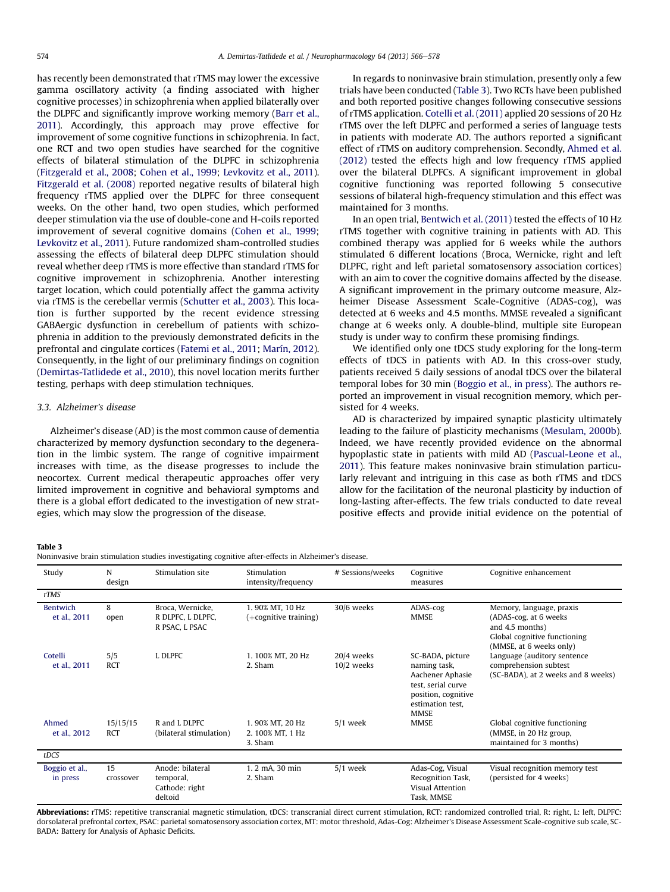has recently been demonstrated that rTMS may lower the excessive gamma oscillatory activity (a finding associated with higher cognitive processes) in schizophrenia when applied bilaterally over the DLPFC and significantly improve working memory (Barr et al., 2011). Accordingly, this approach may prove effective for improvement of some cognitive functions in schizophrenia. In fact, one RCT and two open studies have searched for the cognitive effects of bilateral stimulation of the DLPFC in schizophrenia (Fitzgerald et al., 2008; Cohen et al., 1999; Levkovitz et al., 2011). Fitzgerald et al. (2008) reported negative results of bilateral high frequency rTMS applied over the DLPFC for three consequent weeks. On the other hand, two open studies, which performed deeper stimulation via the use of double-cone and H-coils reported improvement of several cognitive domains (Cohen et al., 1999; Levkovitz et al., 2011). Future randomized sham-controlled studies assessing the effects of bilateral deep DLPFC stimulation should reveal whether deep rTMS is more effective than standard rTMS for cognitive improvement in schizophrenia. Another interesting target location, which could potentially affect the gamma activity via rTMS is the cerebellar vermis (Schutter et al., 2003). This location is further supported by the recent evidence stressing GABAergic dysfunction in cerebellum of patients with schizophrenia in addition to the previously demonstrated deficits in the prefrontal and cingulate cortices (Fatemi et al., 2011; Marín, 2012). Consequently, in the light of our preliminary findings on cognition (Demirtas-Tatlidede et al., 2010), this novel location merits further testing, perhaps with deep stimulation techniques.

### 3.3. Alzheimer's disease

Alzheimer's disease (AD) is the most common cause of dementia characterized by memory dysfunction secondary to the degeneration in the limbic system. The range of cognitive impairment increases with time, as the disease progresses to include the neocortex. Current medical therapeutic approaches offer very limited improvement in cognitive and behavioral symptoms and there is a global effort dedicated to the investigation of new strategies, which may slow the progression of the disease.

In regards to noninvasive brain stimulation, presently only a few trials have been conducted (Table 3). Two RCTs have been published and both reported positive changes following consecutive sessions of rTMS application. Cotelli et al. (2011) applied 20 sessions of 20 Hz rTMS over the left DLPFC and performed a series of language tests in patients with moderate AD. The authors reported a significant effect of rTMS on auditory comprehension. Secondly, Ahmed et al. (2012) tested the effects high and low frequency rTMS applied over the bilateral DLPFCs. A significant improvement in global cognitive functioning was reported following 5 consecutive sessions of bilateral high-frequency stimulation and this effect was maintained for 3 months.

In an open trial, Bentwich et al. (2011) tested the effects of 10 Hz rTMS together with cognitive training in patients with AD. This combined therapy was applied for 6 weeks while the authors stimulated 6 different locations (Broca, Wernicke, right and left DLPFC, right and left parietal somatosensory association cortices) with an aim to cover the cognitive domains affected by the disease. A significant improvement in the primary outcome measure, Alzheimer Disease Assessment Scale-Cognitive (ADAS-cog), was detected at 6 weeks and 4.5 months. MMSE revealed a significant change at 6 weeks only. A double-blind, multiple site European study is under way to confirm these promising findings.

We identified only one tDCS study exploring for the long-term effects of tDCS in patients with AD. In this cross-over study, patients received 5 daily sessions of anodal tDCS over the bilateral temporal lobes for 30 min (Boggio et al., in press). The authors reported an improvement in visual recognition memory, which persisted for 4 weeks.

AD is characterized by impaired synaptic plasticity ultimately leading to the failure of plasticity mechanisms (Mesulam, 2000b). Indeed, we have recently provided evidence on the abnormal hypoplastic state in patients with mild AD (Pascual-Leone et al., 2011). This feature makes noninvasive brain stimulation particularly relevant and intriguing in this case as both rTMS and tDCS allow for the facilitation of the neuronal plasticity by induction of long-lasting after-effects. The few trials conducted to date reveal positive effects and provide initial evidence on the potential of

**Table 3**
Noninvasive brain stimulation studies investigating cognitive after-effects in Alzheimer's disease.

| Study | N design | Stimulation site | Stimulation intensity/frequency | # Sessions/weeks | Cognitive measures | Cognitive enhancement |
|---|---|---|---|---|---|---|
| *rTMS* | | | | | | |
| Bentwich et al., 2011 | 8 open | Broca, Wernicke, R DLPFC, L DLPFC, R PSAC, L PSAC | 1. 90% MT, 10 Hz (+cognitive training) | 30/6 weeks | ADAS-cog MMSE | Memory, language, praxis (ADAS-cog, at 6 weeks and 4.5 months) Global cognitive functioning (MMSE, at 6 weeks only) |
| Cotelli et al., 2011 | 5/5 RCT | L DLPFC | 1. 100% MT, 20 Hz 2. Sham | 20/4 weeks 10/2 weeks | SC-BADA, picture naming task, Aachener Aphasie test, serial curve position, cognitive estimation test, MMSE | Language (auditory sentence comprehension subtest (SC-BADA), at 2 weeks and 8 weeks) |
| Ahmed et al., 2012 | 15/15/15 RCT | R and L DLPFC (bilateral stimulation) | 1. 90% MT, 20 Hz 2. 100% MT, 1 Hz 3. Sham | 5/1 week | MMSE | Global cognitive functioning (MMSE, in 20 Hz group, maintained for 3 months) |
| *tDCS* | | | | | | |
| Boggio et al., in press | 15 crossover | Anode: bilateral temporal, Cathode: right deltoid | 1. 2 mA, 30 min 2. Sham | 5/1 week | Adas-Cog, Visual Recognition Task, Visual Attention Task, MMSE | Visual recognition memory test (persisted for 4 weeks) |

**Abbreviations:** rTMS: repetitive transcranial magnetic stimulation, tDCS: transcranial direct current stimulation, RCT: randomized controlled trial, R: right, L: left, DLPFC: dorsolateral prefrontal cortex, PSAC: parietal somatosensory association cortex, MT: motor threshold, Adas-Cog: Alzheimer's Disease Assessment Scale-cognitive sub scale, SC-BADA: Battery for Analysis of Aphasic Deficits.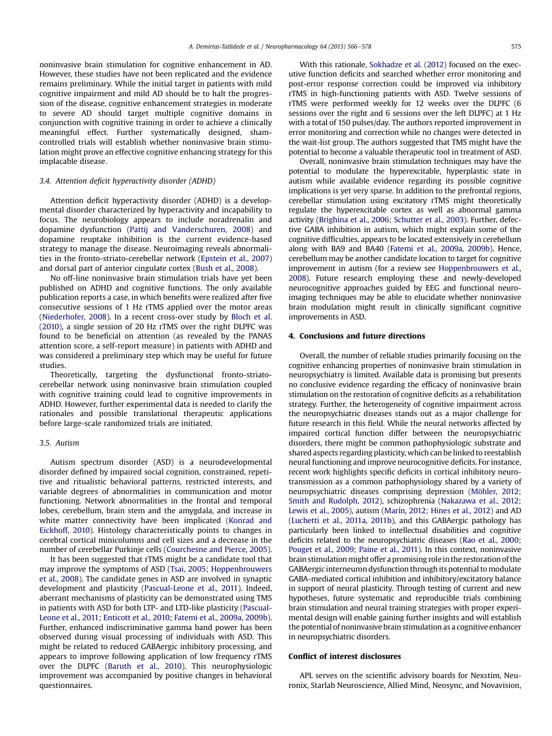noninvasive brain stimulation for cognitive enhancement in AD. However, these studies have not been replicated and the evidence remains preliminary. While the initial target in patients with mild cognitive impairment and mild AD should be to halt the progression of the disease, cognitive enhancement strategies in moderate to severe AD should target multiple cognitive domains in conjunction with cognitive training in order to achieve a clinically meaningful effect. Further systematically designed, sham-controlled trials will establish whether noninvasive brain stimulation might prove an effective cognitive enhancing strategy for this implacable disease.

### 3.4. Attention deficit hyperactivity disorder (ADHD)

Attention deficit hyperactivity disorder (ADHD) is a developmental disorder characterized by hyperactivity and incapability to focus. The neurobiology appears to include noradrenalin and dopamine dysfunction (Pattij and Vanderschuren, 2008) and dopamine reuptake inhibition is the current evidence-based strategy to manage the disease. Neuroimaging reveals abnormalities in the fronto-striato-cerebellar network (Epstein et al., 2007) and dorsal part of anterior cingulate cortex (Bush et al., 2008).

No off-line noninvasive brain stimulation trials have yet been published on ADHD and cognitive functions. The only available publication reports a case, in which benefits were realized after five consecutive sessions of 1 Hz rTMS applied over the motor areas (Niederhofer, 2008). In a recent cross-over study by Bloch et al. (2010), a single session of 20 Hz rTMS over the right DLPFC was found to be beneficial on attention (as revealed by the PANAS attention score, a self-report measure) in patients with ADHD and was considered a preliminary step which may be useful for future studies.

Theoretically, targeting the dysfunctional fronto-striato-cerebellar network using noninvasive brain stimulation coupled with cognitive training could lead to cognitive improvements in ADHD. However, further experimental data is needed to clarify the rationales and possible translational therapeutic applications before large-scale randomized trials are initiated.

### 3.5. Autism

Autism spectrum disorder (ASD) is a neurodevelopmental disorder defined by impaired social cognition, constrained, repetitive and ritualistic behavioral patterns, restricted interests, and variable degrees of abnormalities in communication and motor functioning. Network abnormalities in the frontal and temporal lobes, cerebellum, brain stem and the amygdala, and increase in white matter connectivity have been implicated (Konrad and Eickhoff, 2010). Histology characteristically points to changes in cerebral cortical minicolumns and cell sizes and a decrease in the number of cerebellar Purkinje cells (Courchesne and Pierce, 2005).

It has been suggested that rTMS might be a candidate tool that may improve the symptoms of ASD (Tsai, 2005; Hoppenbrouwers et al., 2008). The candidate genes in ASD are involved in synaptic development and plasticity (Pascual-Leone et al., 2011). Indeed, aberrant mechanisms of plasticity can be demonstrated using TMS in patients with ASD for both LTP- and LTD-like plasticity (Pascual-Leone et al., 2011; Enticott et al., 2010; Fatemi et al., 2009a, 2009b). Further, enhanced indiscriminative gamma band power has been observed during visual processing of individuals with ASD. This might be related to reduced GABAergic inhibitory processing, and appears to improve following application of low frequency rTMS over the DLPFC (Baruth et al., 2010). This neurophysiologic improvement was accompanied by positive changes in behavioral questionnaires.

With this rationale, Sokhadze et al. (2012) focused on the executive function deficits and searched whether error monitoring and post-error response correction could be improved via inhibitory rTMS in high-functioning patients with ASD. Twelve sessions of rTMS were performed weekly for 12 weeks over the DLPFC (6 sessions over the right and 6 sessions over the left DLPFC) at 1 Hz with a total of 150 pulses/day. The authors reported improvement in error monitoring and correction while no changes were detected in the wait-list group. The authors suggested that TMS might have the potential to become a valuable therapeutic tool in treatment of ASD.

Overall, noninvasive brain stimulation techniques may have the potential to modulate the hyperexcitable, hyperplastic state in autism while available evidence regarding its possible cognitive implications is yet very sparse. In addition to the prefrontal regions, cerebellar stimulation using excitatory rTMS might theoretically regulate the hyperexcitable cortex as well as abnormal gamma activity (Brighina et al., 2006; Schutter et al., 2003). Further, defective GABA inhibition in autism, which might explain some of the cognitive difficulties, appears to be located extensively in cerebellum along with BA9 and BA40 (Fatemi et al., 2009a, 2009b). Hence, cerebellum may be another candidate location to target for cognitive improvement in autism (for a review see Hoppenbrouwers et al., 2008). Future research employing these and newly-developed neurocognitive approaches guided by EEG and functional neuroimaging techniques may be able to elucidate whether noninvasive brain modulation might result in clinically significant cognitive improvements in ASD.

## 4. Conclusions and future directions

Overall, the number of reliable studies primarily focusing on the cognitive enhancing properties of noninvasive brain stimulation in neuropsychiatry is limited. Available data is promising but presents no conclusive evidence regarding the efficacy of noninvasive brain stimulation on the restoration of cognitive deficits as a rehabilitation strategy. Further, the heterogeneity of cognitive impairment across the neuropsychiatric diseases stands out as a major challenge for future research in this field. While the neural networks affected by impaired cortical function differ between the neuropsychiatric disorders, there might be common pathophysiologic substrate and shared aspects regarding plasticity, which can be linked to reestablish neural functioning and improve neurocognitive deficits. For instance, recent work highlights specific deficits in cortical inhibitory neurotransmission as a common pathophysiology shared by a variety of neuropsychiatric diseases comprising depression (Möhler, 2012; Smith and Rudolph, 2012), schizophrenia (Nakazawa et al., 2012; Lewis et al., 2005), autism (Marín, 2012; Hines et al., 2012) and AD (Luchetti et al., 2011a, 2011b), and this GABAergic pathology has particularly been linked to intellectual disabilities and cognitive deficits related to the neuropsychiatric diseases (Rao et al., 2000; Pouget et al., 2009; Paine et al., 2011). In this context, noninvasive brain stimulation might offer a promising role in the restoration of the GABAergic interneuron dysfunction through its potential to modulate GABA-mediated cortical inhibition and inhibitory/excitatory balance in support of neural plasticity. Through testing of current and new hypotheses, future systematic and reproducible trials combining brain stimulation and neural training strategies with proper experimental design will enable gaining further insights and will establish the potential of noninvasive brain stimulation as a cognitive enhancer in neuropsychiatric disorders.

## Conflict of interest disclosures

APL serves on the scientific advisory boards for Nexstim, Neuronix, Starlab Neuroscience, Allied Mind, Neosync, and Novavision,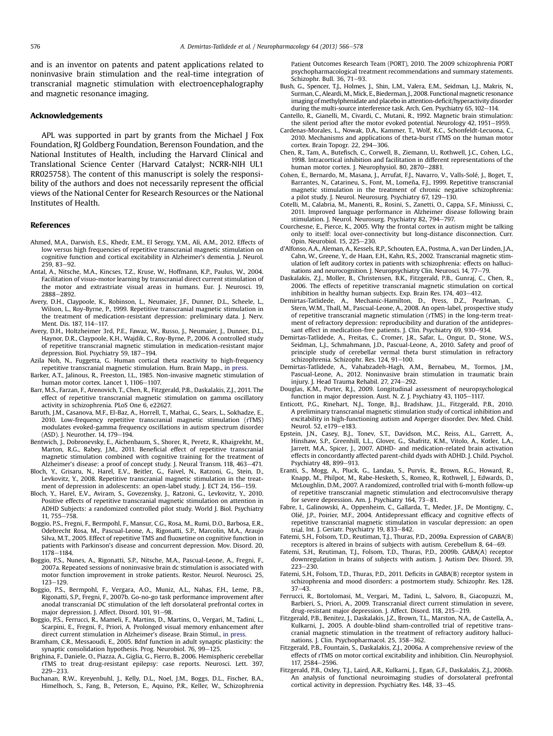and is an inventor on patents and patent applications related to noninvasive brain stimulation and the real-time integration of transcranial magnetic stimulation with electroencephalography and magnetic resonance imaging.

## Acknowledgements

APL was supported in part by grants from the Michael J Fox Foundation, RJ Goldberg Foundation, Berenson Foundation, and the National Institutes of Health, including the Harvard Clinical and Translational Science Center (Harvard Catalyst; NCRR-NIH UL1 RR025758). The content of this manuscript is solely the responsibility of the authors and does not necessarily represent the official views of the National Center for Research Resources or the National Institutes of Health.

## References

Ahmed, M.A., Darwish, E.S., Khedr, E.M., El Serogy, Y.M., Ali, A.M., 2012. Effects of low versus high frequencies of repetitive transcranial magnetic stimulation on cognitive function and cortical excitability in Alzheimer's dementia. J. Neurol. 259, 83–92.

Antal, A., Nitsche, M.A., Kincses, T.Z., Kruse, W., Hoffmann, K.P., Paulus, W., 2004. Facilitation of visuo-motor learning by transcranial direct current stimulation of the motor and extrastriate visual areas in humans. Eur. J. Neurosci. 19, 2888–2892.

Avery, D.H., Claypoole, K., Robinson, L., Neumaier, J.F., Dunner, D.L., Scheele, L., Wilson, L., Roy-Byrne, P., 1999. Repetitive transcranial magnetic stimulation in the treatment of medication-resistant depression: preliminary data. J. Nerv. Ment. Dis. 187, 114–117.

Avery, D.H., Holtzheimer 3rd, P.E., Fawaz, W., Russo, J., Neumaier, J., Dunner, D.L., Haynor, D.R., Claypoole, K.H., Wajdik, C., Roy-Byrne, P., 2006. A controlled study of repetitive transcranial magnetic stimulation in medication-resistant major depression. Biol. Psychiatry 59, 187–194.

Azila Noh, N., Fuggetta, G. Human cortical theta reactivity to high-frequency repetitive transcranial magnetic stimulation. Hum. Brain Mapp., in press.

Barker, A.T., Jalinous, R., Freeston, I.L., 1985. Non-invasive magnetic stimulation of human motor cortex. Lancet 1, 1106–1107.

Barr, M.S., Farzan, F., Arenovich, T., Chen, R., Fitzgerald, P.B., Daskalakis, Z.J., 2011. The effect of repetitive transcranial magnetic stimulation on gamma oscillatory activity in schizophrenia. PLoS One 6, e22627.

Baruth, J.M., Casanova, M.F., El-Baz, A., Horrell, T., Mathai, G., Sears, L., Sokhadze, E., 2010. Low-frequency repetitive transcranial magnetic stimulation (rTMS) modulates evoked-gamma frequency oscillations in autism spectrum disorder (ASD). J. Neurother. 14, 179–194.

Bentwich, J., Dobronevsky, E., Aichenbaum, S., Shorer, R., Peretz, R., Khaigrekht, M., Marton, R.G., Rabey, J.M., 2011. Beneficial effect of repetitive transcranial magnetic stimulation combined with cognitive training for the treatment of Alzheimer's disease: a proof of concept study. J. Neural Transm. 118, 463–471.

Bloch, Y., Grisaru, N., Harel, E.V., Beitler, G., Faivel, N., Ratzoni, G., Stein, D., Levkovitz, Y., 2008. Repetitive transcranial magnetic stimulation in the treatment of depression in adolescents: an open-label study. J. ECT 24, 156–159.

Bloch, Y., Harel, E.V., Aviram, S., Govezensky, J., Ratzoni, G., Levkovitz, Y., 2010. Positive effects of repetitive transcranial magnetic stimulation on attention in ADHD Subjects: a randomized controlled pilot study. World J. Biol. Psychiatry 11, 755–758.

Boggio, P.S., Fregni, F., Bermpohl, F., Mansur, C.G., Rosa, M., Rumi, D.O., Barbosa, E.R., Odebrecht Rosa, M., Pascual-Leone, A., Rigonatti, S.P., Marcolin, M.A., Araujo Silva, M.T., 2005. Effect of repetitive TMS and fluoxetine on cognitive function in patients with Parkinson's disease and concurrent depression. Mov. Disord. 20, 1178–1184.

Boggio, P.S., Nunes, A., Rigonatti, S.P., Nitsche, M.A., Pascual-Leone, A., Fregni, F., 2007a. Repeated sessions of noninvasive brain dc stimulation is associated with motor function improvement in stroke patients. Restor. Neurol. Neurosci. 25, 123–129.

Boggio, P.S., Bermpohl, F., Vergara, A.O., Muniz, A.L., Nahas, F.H., Leme, P.B., Rigonatti, S.P., Fregni, F., 2007b. Go-no-go task performance improvement after anodal transcranial DC stimulation of the left dorsolateral prefrontal cortex in major depression. J. Affect. Disord. 101, 91–98.

Boggio, P.S., Ferrucci, R., Mameli, F., Martins, D., Martins, O., Vergari, M., Tadini, L., Scarpini, E., Fregni, F., Priori, A. Prolonged visual memory enhancement after direct current stimulation in Alzheimer's disease. Brain Stimul., in press.

Bramham, C.R., Messaoudi, E., 2005. Bdnf function in adult synaptic plasticity: the synaptic consolidation hypothesis. Prog. Neurobiol. 76, 99–125.

Brighina, F., Daniele, O., Piazza, A., Giglia, G., Fierro, B., 2006. Hemispheric cerebellar rTMS to treat drug-resistant epilepsy: case reports. Neurosci. Lett. 397, 229–233.

Buchanan, R.W., Kreyenbuhl, J., Kelly, D.L., Noel, J.M., Boggs, D.L., Fischer, B.A., Himelhoch, S., Fang, B., Peterson, E., Aquino, P.R., Keller, W., Schizophrenia Patient Outcomes Research Team (PORT), 2010. The 2009 schizophrenia PORT psychopharmacological treatment recommendations and summary statements. Schizophr. Bull. 36, 71–93.

Bush, G., Spencer, T.J., Holmes, J., Shin, L.M., Valera, E.M., Seidman, L.J., Makris, N., Surman, C., Aleardi, M., Mick, E., Biederman, J., 2008. Functional magnetic resonance imaging of methylphenidate and placebo in attention-deficit/hyperactivity disorder during the multi-source interference task. Arch. Gen. Psychiatry 65, 102–114.

Cantello, R., Gianelli, M., Civardi, C., Mutani, R., 1992. Magnetic brain stimulation: the silent period after the motor evoked potential. Neurology 42, 1951–1959.

Cardenas-Morales, L., Nowak, D.A., Kammer, T., Wolf, R.C., Schonfeldt-Lecuona, C., 2010. Mechanisms and applications of theta-burst rTMS on the human motor cortex. Brain Topogr. 22, 294–306.

Chen, R., Tam, A., Butefisch, C., Corwell, B., Ziemann, U., Rothwell, J.C., Cohen, L.G., 1998. Intracortical inhibition and facilitation in different representations of the human motor cortex. J. Neurophysiol. 80, 2870–2881.

Cohen, E., Bernardo, M., Masana, J., Arrufat, F.J., Navarro, V., Valls-Solé, J., Boget, T., Barrantes, N., Catarineu, S., Font, M., Lomeña, F.J., 1999. Repetitive transcranial magnetic stimulation in the treatment of chronic negative schizophrenia: a pilot study. J. Neurol. Neurosurg. Psychiatry 67, 129–130.

Cotelli, M., Calabria, M., Manenti, R., Rosini, S., Zanetti, O., Cappa, S.F., Miniussi, C., 2011. Improved language performance in Alzheimer disease following brain stimulation. J. Neurol. Neurosurg. Psychiatry 82, 794–797.

Courchesne, E., Pierce, K., 2005. Why the frontal cortex in autism might be talking only to itself: local over-connectivity but long-distance disconnection. Curr. Opin. Neurobiol. 15, 225–230.

d'Alfonso, A.A., Aleman, A., Kessels, R.P., Schouten, E.A., Postma, A., van Der Linden, J.A., Cahn, W., Greene, Y., de Haan, E.H., Kahn, R.S., 2002. Transcranial magnetic stimulation of left auditory cortex in patients with schizophrenia: effects on hallucinations and neurocognition. J. Neuropsychiatry Clin. Neurosci. 14, 77–79.

Daskalakis, Z.J., Moller, B., Christensen, B.K., Fitzgerald, P.B., Gunraj, C., Chen, R., 2006. The effects of repetitive transcranial magnetic stimulation on cortical inhibition in healthy human subjects. Exp. Brain Res. 174, 403–412.

Demirtas-Tatlidede, A., Mechanic-Hamilton, D., Press, D.Z., Pearlman, C., Stern, W.M., Thall, M., Pascual-Leone, A., 2008. An open-label, prospective study of repetitive transcranial magnetic stimulation (rTMS) in the long-term treatment of refractory depression: reproducibility and duration of the antidepressant effect in medication-free patients. J. Clin. Psychiatry 69, 930–934.

Demirtas-Tatlidede, A., Freitas, C., Cromer, J.R., Safar, L., Ongur, D., Stone, W.S., Seidman, L.J., Schmahmann, J.D., Pascual-Leone, A., 2010. Safety and proof of principle study of cerebellar vermal theta burst stimulation in refractory schizophrenia. Schizophr. Res. 124, 91–100.

Demirtas-Tatlidede, A., Vahabzadeh-Hagh, A.M., Bernabeu, M., Tormos, J.M., Pascual-Leone, A., 2012. Noninvasive brain stimulation in traumatic brain injury. J. Head Trauma Rehabil. 27, 274–292.

Douglas, K.M., Porter, R.J., 2009. Longitudinal assessment of neuropsychological function in major depression. Aust. N. Z. J. Psychiatry 43, 1105–1117.

Enticott, P.G., Rinehart, N.J., Tonge, B.J., Bradshaw, J.L., Fitzgerald, P.B., 2010. A preliminary transcranial magnetic stimulation study of cortical inhibition and excitability in high-functioning autism and Asperger disorder. Dev. Med. Child. Neurol. 52, e179–e183.

Epstein, J.N., Casey, B.J., Tonev, S.T., Davidson, M.C., Reiss, A.L., Garrett, A., Hinshaw, S.P., Greenhill, L.L., Glover, G., Shafritz, K.M., Vitolo, A., Kotler, L.A., Jarrett, M.A., Spicer, J., 2007. ADHD- and medication-related brain activation effects in concordantly affected parent-child dyads with ADHD. J. Child. Psychol. Psychiatry 48, 899–913.

Eranti, S., Mogg, A., Pluck, G., Landau, S., Purvis, R., Brown, R.G., Howard, R., Knapp, M., Philpot, M., Rabe-Hesketh, S., Romeo, R., Rothwell, J., Edwards, D., McLoughlin, D.M., 2007. A randomized, controlled trial with 6-month follow-up of repetitive transcranial magnetic stimulation and electroconvulsive therapy for severe depression. Am. J. Psychiatry 164, 73–81.

Fabre, I., Galinowski, A., Oppenheim, C., Gallarda, T., Meder, J.F., De Montigny, C., Olié, J.P., Poirier, M.F., 2004. Antidepressant efficacy and cognitive effects of repetitive transcranial magnetic stimulation in vascular depression: an open trial. Int. J. Geriatr. Psychiatry 19, 833–842.

Fatemi, S.H., Folsom, T.D., Reutiman, T.J., Thuras, P.D., 2009a. Expression of GABA(B) receptors is altered in brains of subjects with autism. Cerebellum 8, 64–69.

Fatemi, S.H., Reutiman, T.J., Folsom, T.D., Thuras, P.D., 2009b. GABA(A) receptor downregulation in brains of subjects with autism. J. Autism Dev. Disord. 39, 223–230.

Fatemi, S.H., Folsom, T.D., Thuras, P.D., 2011. Deficits in GABA(B) receptor system in schizophrenia and mood disorders: a postmortem study. Schizophr. Res. 128, 37–43.

Ferrucci, R., Bortolomasi, M., Vergari, M., Tadini, L., Salvoro, B., Giacopuzzi, M., Barbieri, S., Priori, A., 2009. Transcranial direct current stimulation in severe, drug-resistant major depression. J. Affect. Disord. 118, 215–219.

Fitzgerald, P.B., Benitez, J., Daskalakis, J.Z., Brown, T.L., Marston, N.A., de Castella, A., Kulkarni, J., 2005. A double-blind sham-controlled trial of repetitive transcranial magnetic stimulation in the treatment of refractory auditory hallucinations. J. Clin. Psychopharmacol. 25, 358–362.

Fitzgerald, P.B., Fountain, S., Daskalakis, Z.J., 2006a. A comprehensive review of the effects of rTMS on motor cortical excitability and inhibition. Clin. Neurophysiol. 117, 2584–2596.

Fitzgerald, P.B., Oxley, T.J., Laird, A.R., Kulkarni, J., Egan, G.F., Daskalakis, Z.J., 2006b. An analysis of functional neuroimaging studies of dorsolateral prefrontal cortical activity in depression. Psychiatry Res. 148, 33–45.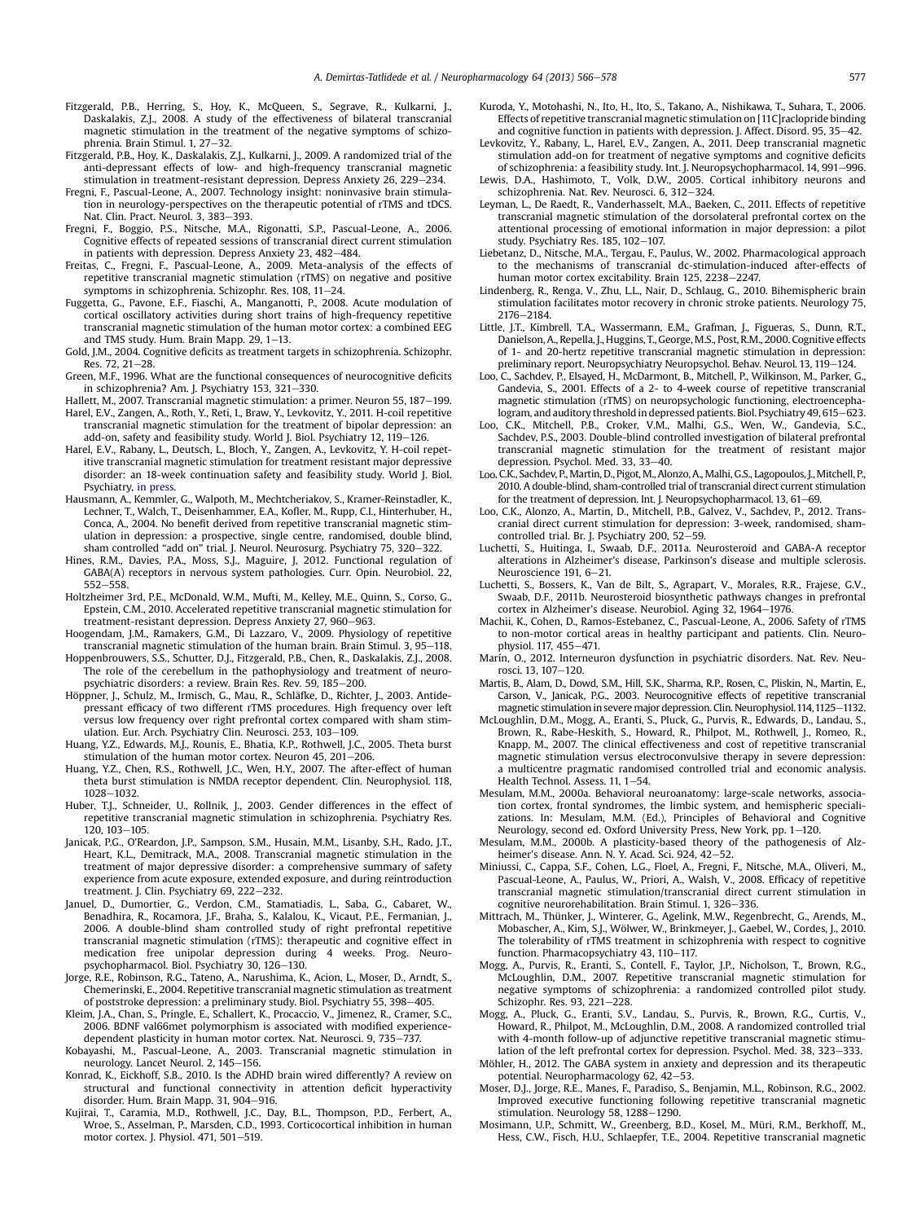Fitzgerald, P.B., Herring, S., Hoy, K., McQueen, S., Segrave, R., Kulkarni, J., Daskalakis, Z.J., 2008. A study of the effectiveness of bilateral transcranial magnetic stimulation in the treatment of the negative symptoms of schizophrenia. Brain Stimul. 1, 27–32.

Fitzgerald, P.B., Hoy, K., Daskalakis, Z.J., Kulkarni, J., 2009. A randomized trial of the anti-depressant effects of low- and high-frequency transcranial magnetic stimulation in treatment-resistant depression. Depress Anxiety 26, 229–234.

Fregni, F., Pascual-Leone, A., 2007. Technology insight: noninvasive brain stimulation in neurology-perspectives on the therapeutic potential of rTMS and tDCS. Nat. Clin. Pract. Neurol. 3, 383–393.

Fregni, F., Boggio, P.S., Nitsche, M.A., Rigonatti, S.P., Pascual-Leone, A., 2006. Cognitive effects of repeated sessions of transcranial direct current stimulation in patients with depression. Depress Anxiety 23, 482–484.

Freitas, C., Fregni, F., Pascual-Leone, A., 2009. Meta-analysis of the effects of repetitive transcranial magnetic stimulation (rTMS) on negative and positive symptoms in schizophrenia. Schizophr. Res. 108, 11–24.

Fuggetta, G., Pavone, E.F., Fiaschi, A., Manganotti, P., 2008. Acute modulation of cortical oscillatory activities during short trains of high-frequency repetitive transcranial magnetic stimulation of the human motor cortex: a combined EEG and TMS study. Hum. Brain Mapp. 29, 1–13.

Gold, J.M., 2004. Cognitive deficits as treatment targets in schizophrenia. Schizophr. Res. 72, 21–28.

Green, M.F., 1996. What are the functional consequences of neurocognitive deficits in schizophrenia? Am. J. Psychiatry 153, 321–330.

Hallett, M., 2007. Transcranial magnetic stimulation: a primer. Neuron 55, 187–199.

Harel, E.V., Zangen, A., Roth, Y., Reti, I., Braw, Y., Levkovitz, Y., 2011. H-coil repetitive transcranial magnetic stimulation for the treatment of bipolar depression: an add-on, safety and feasibility study. World J. Biol. Psychiatry 12, 119–126.

Harel, E.V., Rabany, L., Deutsch, L., Bloch, Y., Zangen, A., Levkovitz, Y. H-coil repetitive transcranial magnetic stimulation for treatment resistant major depressive disorder: an 18-week continuation safety and feasibility study. World J. Biol. Psychiatry, in press.

Hausmann, A., Kemmler, G., Walpoth, M., Mechtcheriakov, S., Kramer-Reinstadler, K., Lechner, T., Walch, T., Deisenhammer, E.A., Kofler, M., Rupp, C.I., Hinterhuber, H., Conca, A., 2004. No benefit derived from repetitive transcranial magnetic stimulation in depression: a prospective, single centre, randomised, double blind, sham controlled "add on" trial. J. Neurol. Neurosurg. Psychiatry 75, 320–322.

Hines, R.M., Davies, P.A., Moss, S.J., Maguire, J, 2012. Functional regulation of GABA(A) receptors in nervous system pathologies. Curr. Opin. Neurobiol. 22, 552–558.

Holtzheimer 3rd, P.E., McDonald, W.M., Mufti, M., Kelley, M.E., Quinn, S., Corso, G., Epstein, C.M., 2010. Accelerated repetitive transcranial magnetic stimulation for treatment-resistant depression. Depress Anxiety 27, 960–963.

Hoogendam, J.M., Ramakers, G.M., Di Lazzaro, V., 2009. Physiology of repetitive transcranial magnetic stimulation of the human brain. Brain Stimul. 3, 95–118.

Hoppenbrouwers, S.S., Schutter, D.J., Fitzgerald, P.B., Chen, R., Daskalakis, Z.J., 2008. The role of the cerebellum in the pathophysiology and treatment of neuropsychiatric disorders: a review. Brain Res. Rev. 59, 185–200.

Höppner, J., Schulz, M., Irmisch, G., Mau, R., Schläfke, D., Richter, J., 2003. Antidepressant efficacy of two different rTMS procedures. High frequency over left versus low frequency over right prefrontal cortex compared with sham stimulation. Eur. Arch. Psychiatry Clin. Neurosci. 253, 103–109.

Huang, Y.Z., Edwards, M.J., Rounis, E., Bhatia, K.P., Rothwell, J.C., 2005. Theta burst stimulation of the human motor cortex. Neuron 45, 201–206.

Huang, Y.Z., Chen, R.S., Rothwell, J.C., Wen, H.Y., 2007. The after-effect of human theta burst stimulation is NMDA receptor dependent. Clin. Neurophysiol. 118, 1028–1032.

Huber, T.J., Schneider, U., Rollnik, J., 2003. Gender differences in the effect of repetitive transcranial magnetic stimulation in schizophrenia. Psychiatry Res. 120, 103–105.

Janicak, P.G., O'Reardon, J.P., Sampson, S.M., Husain, M.M., Lisanby, S.H., Rado, J.T., Heart, K.L., Demitrack, M.A., 2008. Transcranial magnetic stimulation in the treatment of major depressive disorder: a comprehensive summary of safety experience from acute exposure, extended exposure, and during reintroduction treatment. J. Clin. Psychiatry 69, 222–232.

Januel, D., Dumortier, G., Verdon, C.M., Stamatiadis, L., Saba, G., Cabaret, W., Benadhira, R., Rocamora, J.F., Braha, S., Kalalou, K., Vicaut, P.E., Fermanian, J., 2006. A double-blind sham controlled study of right prefrontal repetitive transcranial magnetic stimulation (rTMS): therapeutic and cognitive effect in medication free unipolar depression during 4 weeks. Prog. Neuropsychopharmacol. Biol. Psychiatry 30, 126–130.

Jorge, R.E., Robinson, R.G., Tateno, A., Narushima, K., Acion, L., Moser, D., Arndt, S., Chemerinski, E., 2004. Repetitive transcranial magnetic stimulation as treatment of poststroke depression: a preliminary study. Biol. Psychiatry 55, 398–405.

Kleim, J.A., Chan, S., Pringle, E., Schallert, K., Procaccio, V., Jimenez, R., Cramer, S.C., 2006. BDNF val66met polymorphism is associated with modified experience-dependent plasticity in human motor cortex. Nat. Neurosci. 9, 735–737.

Kobayashi, M., Pascual-Leone, A., 2003. Transcranial magnetic stimulation in neurology. Lancet Neurol. 2, 145–156.

Konrad, K., Eickhoff, S.B., 2010. Is the ADHD brain wired differently? A review on structural and functional connectivity in attention deficit hyperactivity disorder. Hum. Brain Mapp. 31, 904–916.

Kujirai, T., Caramia, M.D., Rothwell, J.C., Day, B.L., Thompson, P.D., Ferbert, A., Wroe, S., Asselman, P., Marsden, C.D., 1993. Corticocortical inhibition in human motor cortex. J. Physiol. 471, 501–519.

Kuroda, Y., Motohashi, N., Ito, H., Ito, S., Takano, A., Nishikawa, T., Suhara, T., 2006. Effects of repetitive transcranial magnetic stimulation on [11C]raclopride binding and cognitive function in patients with depression. J. Affect. Disord. 95, 35–42.

Levkovitz, Y., Rabany, L., Harel, E.V., Zangen, A., 2011. Deep transcranial magnetic stimulation add-on for treatment of negative symptoms and cognitive deficits of schizophrenia: a feasibility study. Int. J. Neuropsychopharmacol. 14, 991–996.

Lewis, D.A., Hashimoto, T., Volk, D.W., 2005. Cortical inhibitory neurons and schizophrenia. Nat. Rev. Neurosci. 6, 312–324.

Leyman, L., De Raedt, R., Vanderhasselt, M.A., Baeken, C., 2011. Effects of repetitive transcranial magnetic stimulation of the dorsolateral prefrontal cortex on the attentional processing of emotional information in major depression: a pilot study. Psychiatry Res. 185, 102–107.

Liebetanz, D., Nitsche, M.A., Tergau, F., Paulus, W., 2002. Pharmacological approach to the mechanisms of transcranial dc-stimulation-induced after-effects of human motor cortex excitability. Brain 125, 2238–2247.

Lindenberg, R., Renga, V., Zhu, L.L., Nair, D., Schlaug, G., 2010. Bihemispheric brain stimulation facilitates motor recovery in chronic stroke patients. Neurology 75, 2176–2184.

Little, J.T., Kimbrell, T.A., Wassermann, E.M., Grafman, J., Figueras, S., Dunn, R.T., Danielson, A., Repella, J., Huggins, T., George, M.S., Post, R.M., 2000. Cognitive effects of 1- and 20-hertz repetitive transcranial magnetic stimulation in depression: preliminary report. Neuropsychiatry Neuropsychol. Behav. Neurol. 13, 119–124.

Loo, C., Sachdev, P., Elsayed, H., McDarmont, B., Mitchell, P., Wilkinson, M., Parker, G., Gandevia, S., 2001. Effects of a 2- to 4-week course of repetitive transcranial magnetic stimulation (rTMS) on neuropsychologic functioning, electroencephalogram, and auditory threshold in depressed patients. Biol. Psychiatry 49, 615–623.

Loo, C.K., Mitchell, P.B., Croker, V.M., Malhi, G.S., Wen, W., Gandevia, S.C., Sachdev, P.S., 2003. Double-blind controlled investigation of bilateral prefrontal transcranial magnetic stimulation for the treatment of resistant major depression. Psychol. Med. 33, 33–40.

Loo, C.K., Sachdev, P., Martin, D., Pigot, M., Alonzo, A., Malhi, G.S., Lagopoulos, J., Mitchell, P., 2010. A double-blind, sham-controlled trial of transcranial direct current stimulation for the treatment of depression. Int. J. Neuropsychopharmacol. 13, 61–69.

Loo, C.K., Alonzo, A., Martin, D., Mitchell, P.B., Galvez, V., Sachdev, P., 2012. Transcranial direct current stimulation for depression: 3-week, randomised, sham-controlled trial. Br. J. Psychiatry 200, 52–59.

Luchetti, S., Huitinga, I., Swaab, D.F., 2011a. Neurosteroid and GABA-A receptor alterations in Alzheimer's disease, Parkinson's disease and multiple sclerosis. Neuroscience 191, 6–21.

Luchetti, S., Bossers, K., Van de Bilt, S., Agrapart, V., Morales, R.R., Frajese, G.V., Swaab, D.F., 2011b. Neurosteroid biosynthetic pathways changes in prefrontal cortex in Alzheimer's disease. Neurobiol. Aging 32, 1964–1976.

Machii, K., Cohen, D., Ramos-Estebanez, C., Pascual-Leone, A., 2006. Safety of rTMS to non-motor cortical areas in healthy participant and patients. Clin. Neurophysiol. 117, 455–471.

Marín, O., 2012. Interneuron dysfunction in psychiatric disorders. Nat. Rev. Neurosci. 13, 107–120.

Martis, B., Alam, D., Dowd, S.M., Hill, S.K., Sharma, R.P., Rosen, C., Pliskin, N., Martin, E., Carson, V., Janicak, P.G., 2003. Neurocognitive effects of repetitive transcranial magnetic stimulation in severe major depression. Clin. Neurophysiol. 114, 1125–1132.

McLoughlin, D.M., Mogg, A., Eranti, S., Pluck, G., Purvis, R., Edwards, D., Landau, S., Brown, R., Rabe-Heskith, S., Howard, R., Philpot, M., Rothwell, J., Romeo, R., Knapp, M., 2007. The clinical effectiveness and cost of repetitive transcranial magnetic stimulation versus electroconvulsive therapy in severe depression: a multicentre pragmatic randomised controlled trial and economic analysis. Health Technol. Assess. 11, 1–54.

Mesulam, M.M., 2000a. Behavioral neuroanatomy: large-scale networks, association cortex, frontal syndromes, the limbic system, and hemispheric specializations. In: Mesulam, M.M. (Ed.), Principles of Behavioral and Cognitive Neurology, second ed. Oxford University Press, New York, pp. 1–120.

Mesulam, M.M., 2000b. A plasticity-based theory of the pathogenesis of Alzheimer's disease. Ann. N. Y. Acad. Sci. 924, 42–52.

Miniussi, C., Cappa, S.F., Cohen, L.G., Floel, A., Fregni, F., Nitsche, M.A., Oliveri, M., Pascual-Leone, A., Paulus, W., Priori, A., Walsh, V., 2008. Efficacy of repetitive transcranial magnetic stimulation/transcranial direct current stimulation in cognitive neurorehabilitation. Brain Stimul. 1, 326–336.

Mittrach, M., Thünker, J., Winterer, G., Agelink, M.W., Regenbrecht, G., Arends, M., Mobascher, A., Kim, S.J., Wölwer, W., Brinkmeyer, J., Gaebel, W., Cordes, J., 2010. The tolerability of rTMS treatment in schizophrenia with respect to cognitive function. Pharmacopsychiatry 43, 110–117.

Mogg, A., Purvis, R., Eranti, S., Contell, F., Taylor, J.P., Nicholson, T., Brown, R.G., McLoughlin, D.M., 2007. Repetitive transcranial magnetic stimulation for negative symptoms of schizophrenia: a randomized controlled pilot study. Schizophr. Res. 93, 221–228.

Mogg, A., Pluck, G., Eranti, S.V., Landau, S., Purvis, R., Brown, R.G., Curtis, V., Howard, R., Philpot, M., McLoughlin, D.M., 2008. A randomized controlled trial with 4-month follow-up of adjunctive repetitive transcranial magnetic stimulation of the left prefrontal cortex for depression. Psychol. Med. 38, 323–333.

Möhler, H., 2012. The GABA system in anxiety and depression and its therapeutic potential. Neuropharmacology 62, 42–53.

Moser, D.J., Jorge, R.E., Manes, F., Paradiso, S., Benjamin, M.L., Robinson, R.G., 2002. Improved executive functioning following repetitive transcranial magnetic stimulation. Neurology 58, 1288–1290.

Mosimann, U.P., Schmitt, W., Greenberg, B.D., Kosel, M., Müri, R.M., Berkhoff, M., Hess, C.W., Fisch, H.U., Schlaepfer, T.E., 2004. Repetitive transcranial magnetic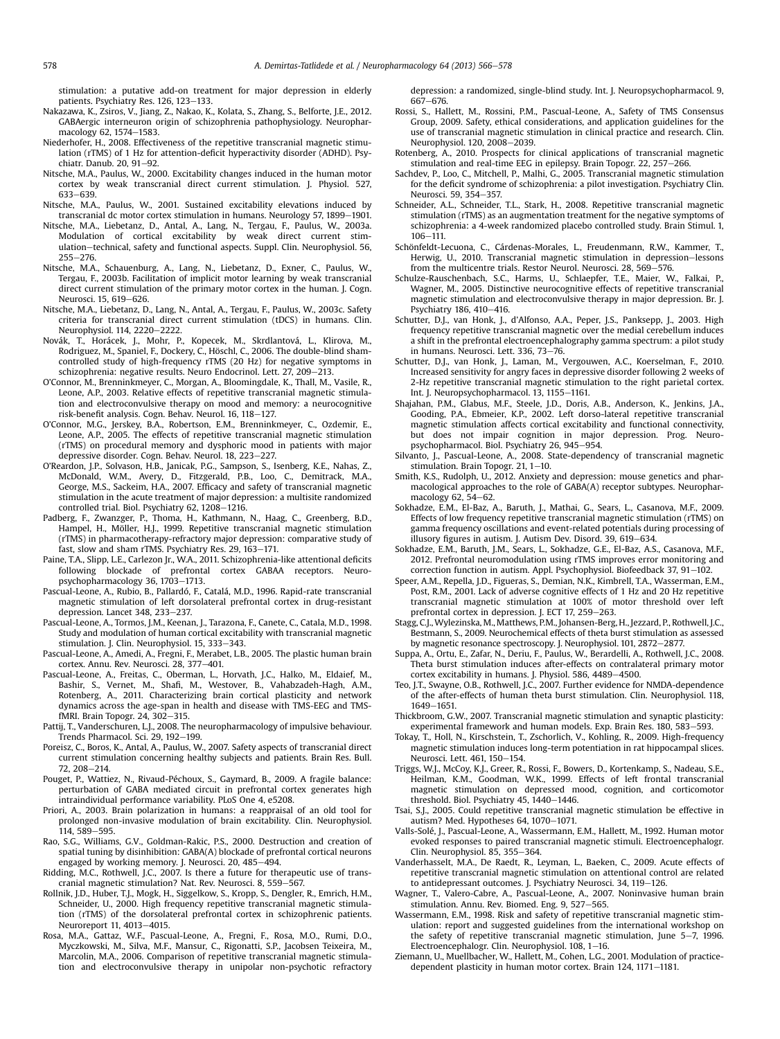stimulation: a putative add-on treatment for major depression in elderly patients. Psychiatry Res. 126, 123–133.

Nakazawa, K., Zsiros, V., Jiang, Z., Nakao, K., Kolata, S., Zhang, S., Belforte, J.E., 2012. GABAergic interneuron origin of schizophrenia pathophysiology. Neuropharmacology 62, 1574–1583.

Niederhofer, H., 2008. Effectiveness of the repetitive transcranial magnetic stimulation (rTMS) of 1 Hz for attention-deficit hyperactivity disorder (ADHD). Psychiatr. Danub. 20, 91–92.

Nitsche, M.A., Paulus, W., 2000. Excitability changes induced in the human motor cortex by weak transcranial direct current stimulation. J. Physiol. 527, 633–639.

Nitsche, M.A., Paulus, W., 2001. Sustained excitability elevations induced by transcranial dc motor cortex stimulation in humans. Neurology 57, 1899–1901.

Nitsche, M.A., Liebetanz, D., Antal, A., Lang, N., Tergau, F., Paulus, W., 2003a. Modulation of cortical excitability by weak direct current stimulation–technical, safety and functional aspects. Suppl. Clin. Neurophysiol. 56, 255–276.

Nitsche, M.A., Schauenburg, A., Lang, N., Liebetanz, D., Exner, C., Paulus, W., Tergau, F., 2003b. Facilitation of implicit motor learning by weak transcranial direct current stimulation of the primary motor cortex in the human. J. Cogn. Neurosci. 15, 619–626.

Nitsche, M.A., Liebetanz, D., Lang, N., Antal, A., Tergau, F., Paulus, W., 2003c. Safety criteria for transcranial direct current stimulation (tDCS) in humans. Clin. Neurophysiol. 114, 2220–2222.

Novák, T., Horácek, J., Mohr, P., Kopecek, M., Skrdlantová, L., Klirova, M., Rodriguez, M., Spaniel, F., Dockery, C., Höschl, C., 2006. The double-blind sham-controlled study of high-frequency rTMS (20 Hz) for negative symptoms in schizophrenia: negative results. Neuro Endocrinol. Lett. 27, 209–213.

O'Connor, M., Brenninkmeyer, C., Morgan, A., Bloomingdale, K., Thall, M., Vasile, R., Leone, A.P., 2003. Relative effects of repetitive transcranial magnetic stimulation and electroconvulsive therapy on mood and memory: a neurocognitive risk-benefit analysis. Cogn. Behav. Neurol. 16, 118–127.

O'Connor, M.G., Jerskey, B.A., Robertson, E.M., Brenninkmeyer, C., Ozdemir, E., Leone, A.P., 2005. The effects of repetitive transcranial magnetic stimulation (rTMS) on procedural memory and dysphoric mood in patients with major depressive disorder. Cogn. Behav. Neurol. 18, 223–227.

O'Reardon, J.P., Solvason, H.B., Janicak, P.G., Sampson, S., Isenberg, K.E., Nahas, Z., McDonald, W.M., Avery, D., Fitzgerald, P.B., Loo, C., Demitrack, M.A., George, M.S., Sackeim, H.A., 2007. Efficacy and safety of transcranial magnetic stimulation in the acute treatment of major depression: a multisite randomized controlled trial. Biol. Psychiatry 62, 1208–1216.

Padberg, F., Zwanzger, P., Thoma, H., Kathmann, N., Haag, C., Greenberg, B.D., Hampel, H., Möller, H.J., 1999. Repetitive transcranial magnetic stimulation (rTMS) in pharmacotherapy-refractory major depression: comparative study of fast, slow and sham rTMS. Psychiatry Res. 29, 163–171.

Paine, T.A., Slipp, L.E., Carlezon Jr., W.A., 2011. Schizophrenia-like attentional deficits following blockade of prefrontal cortex GABAA receptors. Neuropsychopharmacology 36, 1703–1713.

Pascual-Leone, A., Rubio, B., Pallardó, F., Catalá, M.D., 1996. Rapid-rate transcranial magnetic stimulation of left dorsolateral prefrontal cortex in drug-resistant depression. Lancet 348, 233–237.

Pascual-Leone, A., Tormos, J.M., Keenan, J., Tarazona, F., Canete, C., Catala, M.D., 1998. Study and modulation of human cortical excitability with transcranial magnetic stimulation. J. Clin. Neurophysiol. 15, 333–343.

Pascual-Leone, A., Amedi, A., Fregni, F., Merabet, L.B., 2005. The plastic human brain cortex. Annu. Rev. Neurosci. 28, 377–401.

Pascual-Leone, A., Freitas, C., Oberman, L., Horvath, J.C., Halko, M., Eldaief, M., Bashir, S., Vernet, M., Shafi, M., Westover, B., Vahabzadeh-Hagh, A.M., Rotenberg, A., 2011. Characterizing brain cortical plasticity and network dynamics across the age-span in health and disease with TMS-EEG and TMS-fMRI. Brain Topogr. 24, 302–315.

Pattij, T., Vanderschuren, L.J., 2008. The neuropharmacology of impulsive behaviour. Trends Pharmacol. Sci. 29, 192–199.

Poreisz, C., Boros, K., Antal, A., Paulus, W., 2007. Safety aspects of transcranial direct current stimulation concerning healthy subjects and patients. Brain Res. Bull. 72, 208–214.

Pouget, P., Wattiez, N., Rivaud-Péchoux, S., Gaymard, B., 2009. A fragile balance: perturbation of GABA mediated circuit in prefrontal cortex generates high intraindividual performance variability. PLoS One 4, e5208.

Priori, A., 2003. Brain polarization in humans: a reappraisal of an old tool for prolonged non-invasive modulation of brain excitability. Clin. Neurophysiol. 114, 589–595.

Rao, S.G., Williams, G.V., Goldman-Rakic, P.S., 2000. Destruction and creation of spatial tuning by disinhibition: GABA(A) blockade of prefrontal cortical neurons engaged by working memory. J. Neurosci. 20, 485–494.

Ridding, M.C., Rothwell, J.C., 2007. Is there a future for therapeutic use of transcranial magnetic stimulation? Nat. Rev. Neurosci. 8, 559–567.

Rollnik, J.D., Huber, T.J., Mogk, H., Siggelkow, S., Kropp, S., Dengler, R., Emrich, H.M., Schneider, U., 2000. High frequency repetitive transcranial magnetic stimulation (rTMS) of the dorsolateral prefrontal cortex in schizophrenic patients. Neuroreport 11, 4013–4015.

Rosa, M.A., Gattaz, W.F., Pascual-Leone, A., Fregni, F., Rosa, M.O., Rumi, D.O., Myczkowski, M., Silva, M.F., Mansur, C., Rigonatti, S.P., Jacobsen Teixeira, M., Marcolin, M.A., 2006. Comparison of repetitive transcranial magnetic stimulation and electroconvulsive therapy in unipolar non-psychotic refractory depression: a randomized, single-blind study. Int. J. Neuropsychopharmacol. 9, 667–676.

Rossi, S., Hallett, M., Rossini, P.M., Pascual-Leone, A., Safety of TMS Consensus Group, 2009. Safety, ethical considerations, and application guidelines for the use of transcranial magnetic stimulation in clinical practice and research. Clin. Neurophysiol. 120, 2008–2039.

Rotenberg, A., 2010. Prospects for clinical applications of transcranial magnetic stimulation and real-time EEG in epilepsy. Brain Topogr. 22, 257–266.

Sachdev, P., Loo, C., Mitchell, P., Malhi, G., 2005. Transcranial magnetic stimulation for the deficit syndrome of schizophrenia: a pilot investigation. Psychiatry Clin. Neurosci. 59, 354–357.

Schneider, A.L., Schneider, T.L., Stark, H., 2008. Repetitive transcranial magnetic stimulation (rTMS) as an augmentation treatment for the negative symptoms of schizophrenia: a 4-week randomized placebo controlled study. Brain Stimul. 1, 106–111.

Schönfeldt-Lecuona, C., Cárdenas-Morales, L., Freudenmann, R.W., Kammer, T., Herwig, U., 2010. Transcranial magnetic stimulation in depression–lessons from the multicentre trials. Restor Neurol. Neurosci. 28, 569–576.

Schulze-Rauschenbach, S.C., Harms, U., Schlaepfer, T.E., Maier, W., Falkai, P., Wagner, M., 2005. Distinctive neurocognitive effects of repetitive transcranial magnetic stimulation and electroconvulsive therapy in major depression. Br. J. Psychiatry 186, 410–416.

Schutter, D.J., van Honk, J., d'Alfonso, A.A., Peper, J.S., Panksepp, J., 2003. High frequency repetitive transcranial magnetic over the medial cerebellum induces a shift in the prefrontal electroencephalography gamma spectrum: a pilot study in humans. Neurosci. Lett. 336, 73–76.

Schutter, D.J., van Honk, J., Laman, M., Vergouwen, A.C., Koerselman, F., 2010. Increased sensitivity for angry faces in depressive disorder following 2 weeks of 2-Hz repetitive transcranial magnetic stimulation to the right parietal cortex. Int. J. Neuropsychopharmacol. 13, 1155–1161.

Shajahan, P.M., Glabus, M.F., Steele, J.D., Doris, A.B., Anderson, K., Jenkins, J.A., Gooding, P.A., Ebmeier, K.P., 2002. Left dorso-lateral repetitive transcranial magnetic stimulation affects cortical excitability and functional connectivity, but does not impair cognition in major depression. Prog. Neuropsychopharmacol. Biol. Psychiatry 26, 945–954.

Silvanto, J., Pascual-Leone, A., 2008. State-dependency of transcranial magnetic stimulation. Brain Topogr. 21, 1–10.

Smith, K.S., Rudolph, U., 2012. Anxiety and depression: mouse genetics and pharmacological approaches to the role of GABA(A) receptor subtypes. Neuropharmacology 62, 54–62.

Sokhadze, E.M., El-Baz, A., Baruth, J., Mathai, G., Sears, L., Casanova, M.F., 2009. Effects of low frequency repetitive transcranial magnetic stimulation (rTMS) on gamma frequency oscillations and event-related potentials during processing of illusory figures in autism. J. Autism Dev. Disord. 39, 619–634.

Sokhadze, E.M., Baruth, J.M., Sears, L., Sokhadze, G.E., El-Baz, A.S., Casanova, M.F., 2012. Prefrontal neuromodulation using rTMS improves error monitoring and correction function in autism. Appl. Psychophysiol. Biofeedback 37, 91–102.

Speer, A.M., Repella, J.D., Figueras, S., Demian, N.K., Kimbrell, T.A., Wasserman, E.M., Post, R.M., 2001. Lack of adverse cognitive effects of 1 Hz and 20 Hz repetitive transcranial magnetic stimulation at 100% of motor threshold over left prefrontal cortex in depression. J. ECT 17, 259–263.

Stagg, C.J., Wylezinska, M., Matthews, P.M., Johansen-Berg, H., Jezzard, P., Rothwell, J.C., Bestmann, S., 2009. Neurochemical effects of theta burst stimulation as assessed by magnetic resonance spectroscopy. J. Neurophysiol. 101, 2872–2877.

Suppa, A., Ortu, E., Zafar, N., Deriu, F., Paulus, W., Berardelli, A., Rothwell, J.C., 2008. Theta burst stimulation induces after-effects on contralateral primary motor cortex excitability in humans. J. Physiol. 586, 4489–4500.

Teo, J.T., Swayne, O.B., Rothwell, J.C., 2007. Further evidence for NMDA-dependence of the after-effects of human theta burst stimulation. Clin. Neurophysiol. 118, 1649–1651.

Thickbroom, G.W., 2007. Transcranial magnetic stimulation and synaptic plasticity: experimental framework and human models. Exp. Brain Res. 180, 583–593.

Tokay, T., Holl, N., Kirschstein, T., Zschorlich, V., Kohling, R., 2009. High-frequency magnetic stimulation induces long-term potentiation in rat hippocampal slices. Neurosci. Lett. 461, 150–154.

Triggs, W.J., McCoy, K.J., Greer, R., Rossi, F., Bowers, D., Kortenkamp, S., Nadeau, S.E., Heilman, K.M., Goodman, W.K., 1999. Effects of left frontal transcranial magnetic stimulation on depressed mood, cognition, and corticomotor threshold. Biol. Psychiatry 45, 1440–1446.

Tsai, S.J., 2005. Could repetitive transcranial magnetic stimulation be effective in autism? Med. Hypotheses 64, 1070–1071.

Valls-Solé, J., Pascual-Leone, A., Wassermann, E.M., Hallett, M., 1992. Human motor evoked responses to paired transcranial magnetic stimuli. Electroencephalogr. Clin. Neurophysiol. 85, 355–364.

Vanderhasselt, M.A., De Raedt, R., Leyman, L., Baeken, C., 2009. Acute effects of repetitive transcranial magnetic stimulation on attentional control are related to antidepressant outcomes. J. Psychiatry Neurosci. 34, 119–126.

Wagner, T., Valero-Cabre, A., Pascual-Leone, A., 2007. Noninvasive human brain stimulation. Annu. Rev. Biomed. Eng. 9, 527–565.

Wassermann, E.M., 1998. Risk and safety of repetitive transcranial magnetic stimulation: report and suggested guidelines from the international workshop on the safety of repetitive transcranial magnetic stimulation, June 5–7, 1996. Electroencephalogr. Clin. Neurophysiol. 108, 1–16.

Ziemann, U., Muellbacher, W., Hallett, M., Cohen, L.G., 2001. Modulation of practice-dependent plasticity in human motor cortex. Brain 124, 1171–1181.